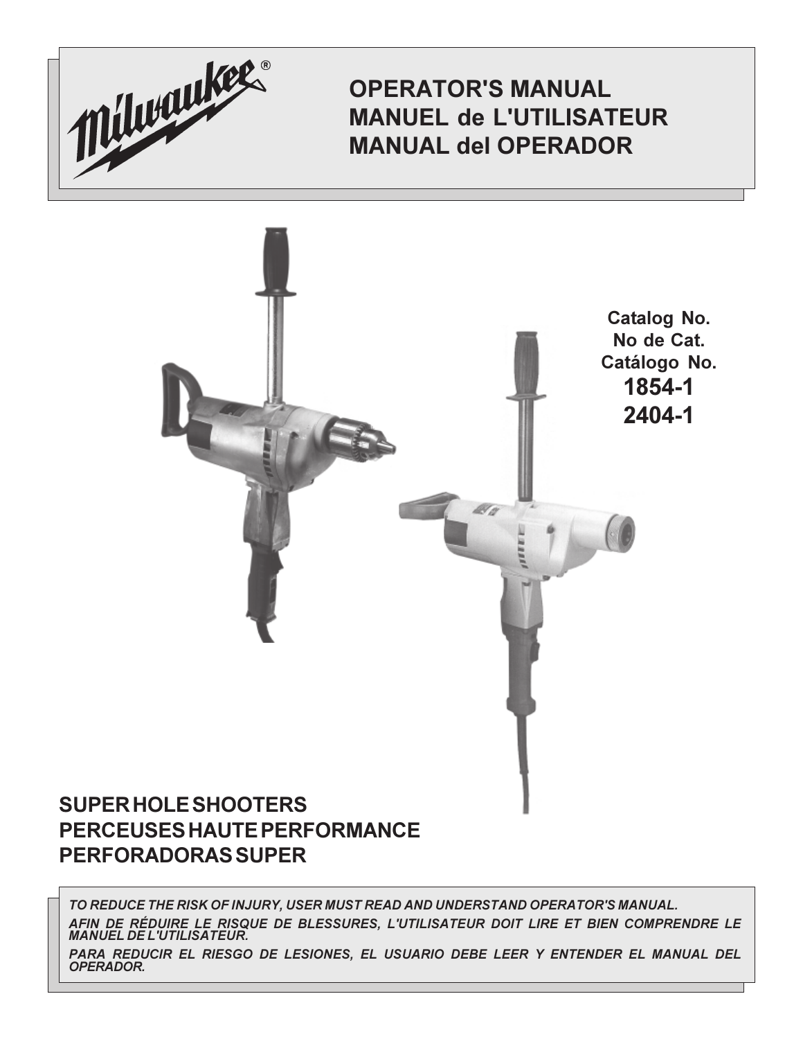Milwaukee®

# OPERATOR'S MANUAL
# MANUEL de L'UTILISATEUR
# MANUAL del OPERADOR

**Catalog No.**
**No de Cat.**
**Catálogo No.**
**1854-1**
**2404-1**

## SUPER HOLE SHOOTERS
## PERCEUSES HAUTE PERFORMANCE
## PERFORADORAS SUPER

***TO REDUCE THE RISK OF INJURY, USER MUST READ AND UNDERSTAND OPERATOR'S MANUAL.***

***AFIN DE RÉDUIRE LE RISQUE DE BLESSURES, L'UTILISATEUR DOIT LIRE ET BIEN COMPRENDRE LE MANUEL DE L'UTILISATEUR.***

***PARA REDUCIR EL RIESGO DE LESIONES, EL USUARIO DEBE LEER Y ENTENDER EL MANUAL DEL OPERADOR.***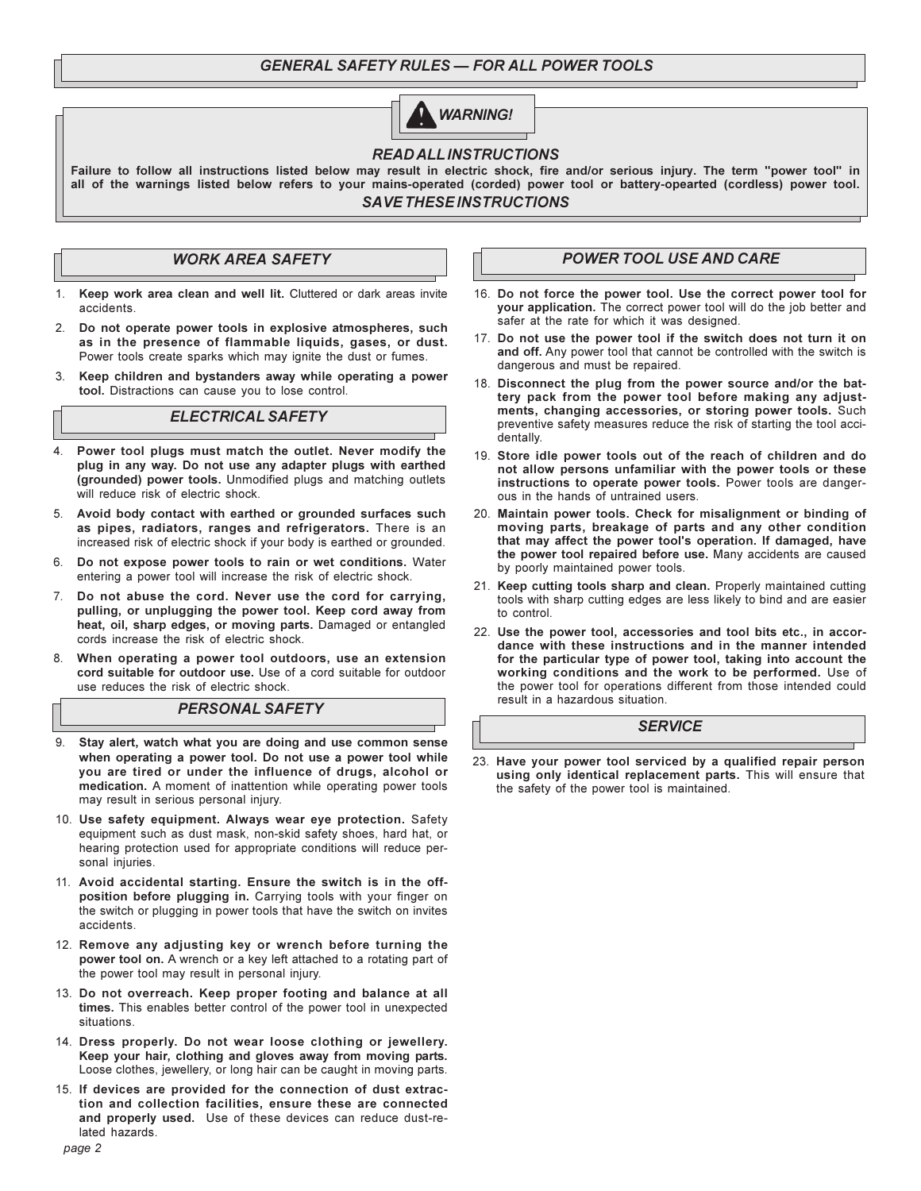# GENERAL SAFETY RULES — FOR ALL POWER TOOLS

**WARNING!**

## READ ALL INSTRUCTIONS

**Failure to follow all instructions listed below may result in electric shock, fire and/or serious injury. The term "power tool" in all of the warnings listed below refers to your mains-operated (corded) power tool or battery-opearted (cordless) power tool.**

## SAVE THESE INSTRUCTIONS

## WORK AREA SAFETY

1. **Keep work area clean and well lit.** Cluttered or dark areas invite accidents.
2. **Do not operate power tools in explosive atmospheres, such as in the presence of flammable liquids, gases, or dust.** Power tools create sparks which may ignite the dust or fumes.
3. **Keep children and bystanders away while operating a power tool.** Distractions can cause you to lose control.

## ELECTRICAL SAFETY

4. **Power tool plugs must match the outlet. Never modify the plug in any way. Do not use any adapter plugs with earthed (grounded) power tools.** Unmodified plugs and matching outlets will reduce risk of electric shock.
5. **Avoid body contact with earthed or grounded surfaces such as pipes, radiators, ranges and refrigerators.** There is an increased risk of electric shock if your body is earthed or grounded.
6. **Do not expose power tools to rain or wet conditions.** Water entering a power tool will increase the risk of electric shock.
7. **Do not abuse the cord. Never use the cord for carrying, pulling, or unplugging the power tool. Keep cord away from heat, oil, sharp edges, or moving parts.** Damaged or entangled cords increase the risk of electric shock.
8. **When operating a power tool outdoors, use an extension cord suitable for outdoor use.** Use of a cord suitable for outdoor use reduces the risk of electric shock.

## PERSONAL SAFETY

9. **Stay alert, watch what you are doing and use common sense when operating a power tool. Do not use a power tool while you are tired or under the influence of drugs, alcohol or medication.** A moment of inattention while operating power tools may result in serious personal injury.
10. **Use safety equipment. Always wear eye protection.** Safety equipment such as dust mask, non-skid safety shoes, hard hat, or hearing protection used for appropriate conditions will reduce personal injuries.
11. **Avoid accidental starting. Ensure the switch is in the off-position before plugging in.** Carrying tools with your finger on the switch or plugging in power tools that have the switch on invites accidents.
12. **Remove any adjusting key or wrench before turning the power tool on.** A wrench or a key left attached to a rotating part of the power tool may result in personal injury.
13. **Do not overreach. Keep proper footing and balance at all times.** This enables better control of the power tool in unexpected situations.
14. **Dress properly. Do not wear loose clothing or jewellery. Keep your hair, clothing and gloves away from moving parts.** Loose clothes, jewellery, or long hair can be caught in moving parts.
15. **If devices are provided for the connection of dust extraction and collection facilities, ensure these are connected and properly used.** Use of these devices can reduce dust-related hazards.

## POWER TOOL USE AND CARE

16. **Do not force the power tool. Use the correct power tool for your application.** The correct power tool will do the job better and safer at the rate for which it was designed.
17. **Do not use the power tool if the switch does not turn it on and off.** Any power tool that cannot be controlled with the switch is dangerous and must be repaired.
18. **Disconnect the plug from the power source and/or the battery pack from the power tool before making any adjustments, changing accessories, or storing power tools.** Such preventive safety measures reduce the risk of starting the tool accidentally.
19. **Store idle power tools out of the reach of children and do not allow persons unfamiliar with the power tools or these instructions to operate power tools.** Power tools are dangerous in the hands of untrained users.
20. **Maintain power tools. Check for misalignment or binding of moving parts, breakage of parts and any other condition that may affect the power tool's operation. If damaged, have the power tool repaired before use.** Many accidents are caused by poorly maintained power tools.
21. **Keep cutting tools sharp and clean.** Properly maintained cutting tools with sharp cutting edges are less likely to bind and are easier to control.
22. **Use the power tool, accessories and tool bits etc., in accordance with these instructions and in the manner intended for the particular type of power tool, taking into account the working conditions and the work to be performed.** Use of the power tool for operations different from those intended could result in a hazardous situation.

## SERVICE

23. **Have your power tool serviced by a qualified repair person using only identical replacement parts.** This will ensure that the safety of the power tool is maintained.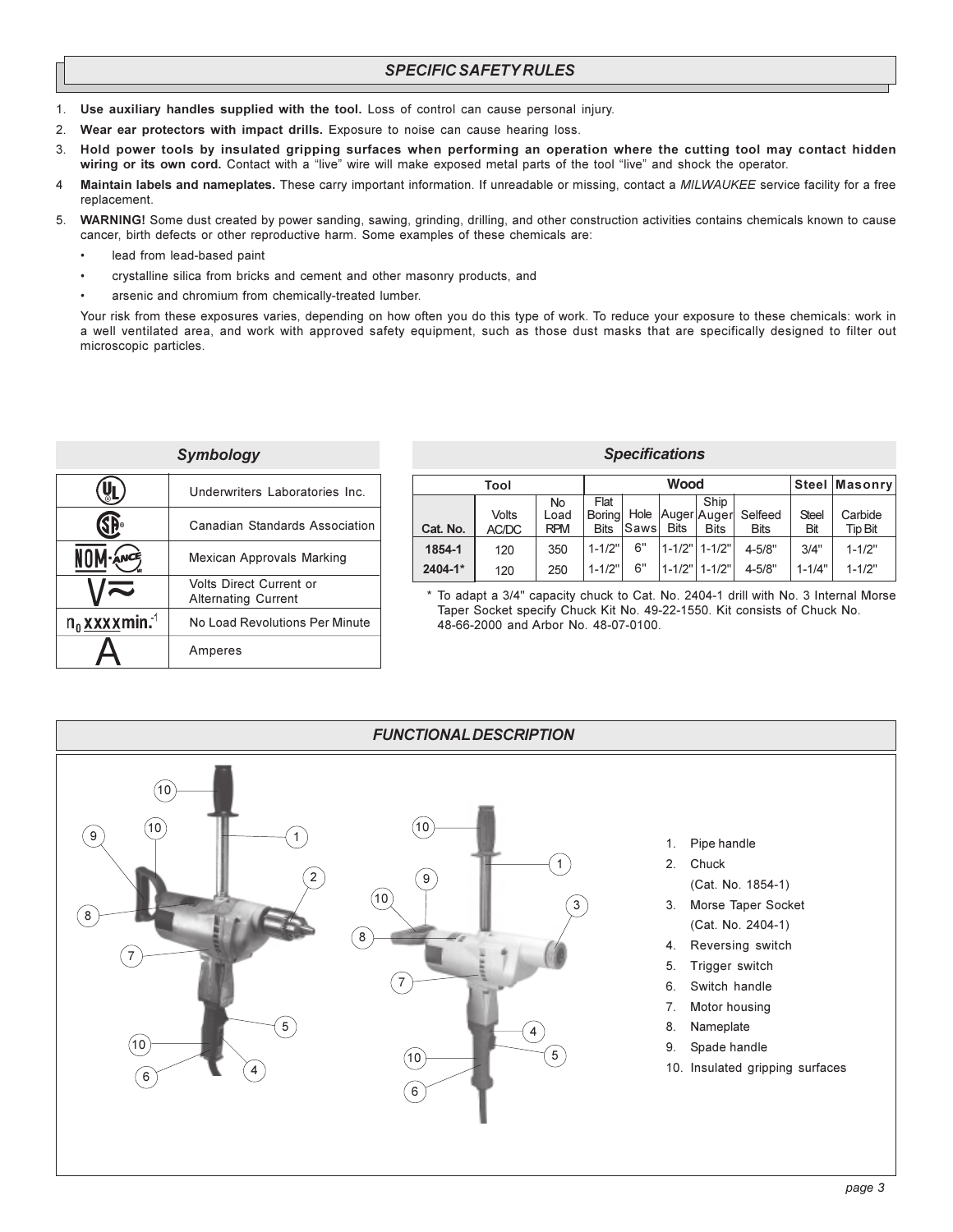## SPECIFIC SAFETY RULES

1. **Use auxiliary handles supplied with the tool.** Loss of control can cause personal injury.
2. **Wear ear protectors with impact drills.** Exposure to noise can cause hearing loss.
3. **Hold power tools by insulated gripping surfaces when performing an operation where the cutting tool may contact hidden wiring or its own cord.** Contact with a "live" wire will make exposed metal parts of the tool "live" and shock the operator.
4. **Maintain labels and nameplates.** These carry important information. If unreadable or missing, contact a *MILWAUKEE* service facility for a free replacement.
5. **WARNING!** Some dust created by power sanding, sawing, grinding, drilling, and other construction activities contains chemicals known to cause cancer, birth defects or other reproductive harm. Some examples of these chemicals are:
   - lead from lead-based paint
   - crystalline silica from bricks and cement and other masonry products, and
   - arsenic and chromium from chemically-treated lumber.

   Your risk from these exposures varies, depending on how often you do this type of work. To reduce your exposure to these chemicals: work in a well ventilated area, and work with approved safety equipment, such as those dust masks that are specifically designed to filter out microscopic particles.

## Symbology

| Symbol | Meaning |
|---|---|
| UL | Underwriters Laboratories Inc. |
| CSA | Canadian Standards Association |
| NOM-ANCE | Mexican Approvals Marking |
| V≂ | Volts Direct Current or Alternating Current |
| $n_0$ xxxxmin.$^{-1}$ | No Load Revolutions Per Minute |
| A | Amperes |

## Specifications

| Tool | | | Wood | | | | | Steel | Masonry |
|---|---|---|---|---|---|---|---|---|---|
| Cat. No. | Volts AC/DC | No Load RPM | Flat Boring Bits | Hole Saws | Auger Bits | Ship Auger Bits | Selfeed Bits | Steel Bit | Carbide Tip Bit |
| **1854-1** | 120 | 350 | 1-1/2" | 6" | 1-1/2" | 1-1/2" | 4-5/8" | 3/4" | 1-1/2" |
| **2404-1*** | 120 | 250 | 1-1/2" | 6" | 1-1/2" | 1-1/2" | 4-5/8" | 1-1/4" | 1-1/2" |

\* To adapt a 3/4" capacity chuck to Cat. No. 2404-1 drill with No. 3 Internal Morse Taper Socket specify Chuck Kit No. 49-22-1550. Kit consists of Chuck No. 48-66-2000 and Arbor No. 48-07-0100.

## FUNCTIONAL DESCRIPTION

1. Pipe handle
2. Chuck (Cat. No. 1854-1)
3. Morse Taper Socket (Cat. No. 2404-1)
4. Reversing switch
5. Trigger switch
6. Switch handle
7. Motor housing
8. Nameplate
9. Spade handle
10. Insulated gripping surfaces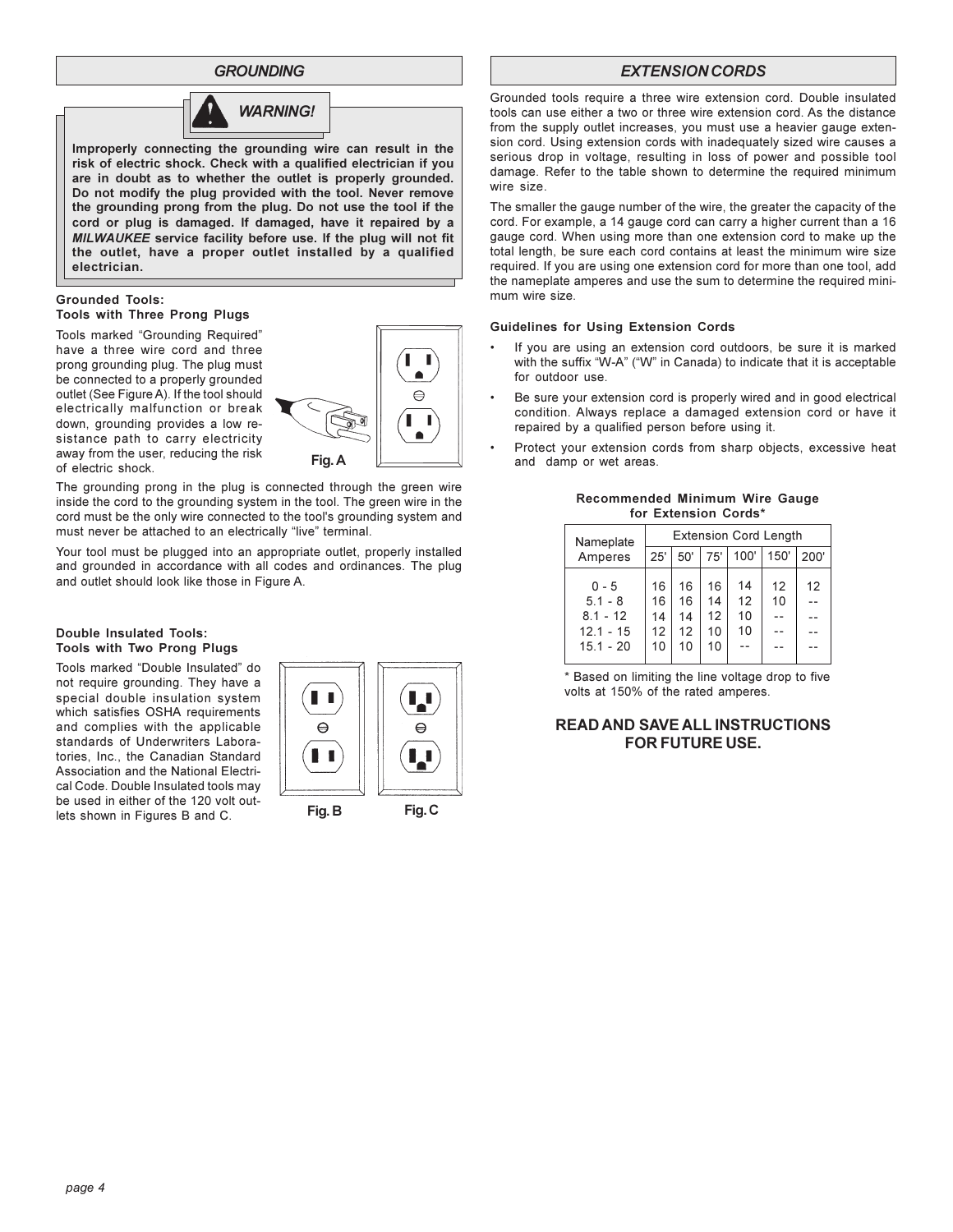## GROUNDING

**WARNING!**

**Improperly connecting the grounding wire can result in the risk of electric shock. Check with a qualified electrician if you are in doubt as to whether the outlet is properly grounded. Do not modify the plug provided with the tool. Never remove the grounding prong from the plug. Do not use the tool if the cord or plug is damaged. If damaged, have it repaired by a *MILWAUKEE* service facility before use. If the plug will not fit the outlet, have a proper outlet installed by a qualified electrician.**

**Grounded Tools:**
**Tools with Three Prong Plugs**

Tools marked "Grounding Required" have a three wire cord and three prong grounding plug. The plug must be connected to a properly grounded outlet (See Figure A). If the tool should electrically malfunction or break down, grounding provides a low resistance path to carry electricity away from the user, reducing the risk of electric shock.

Fig. A

The grounding prong in the plug is connected through the green wire inside the cord to the grounding system in the tool. The green wire in the cord must be the only wire connected to the tool's grounding system and must never be attached to an electrically "live" terminal.

Your tool must be plugged into an appropriate outlet, properly installed and grounded in accordance with all codes and ordinances. The plug and outlet should look like those in Figure A.

**Double Insulated Tools:**
**Tools with Two Prong Plugs**

Tools marked "Double Insulated" do not require grounding. They have a special double insulation system which satisfies OSHA requirements and complies with the applicable standards of Underwriters Laboratories, Inc., the Canadian Standard Association and the National Electrical Code. Double Insulated tools may be used in either of the 120 volt outlets shown in Figures B and C.

Fig. B　　Fig. C

## EXTENSION CORDS

Grounded tools require a three wire extension cord. Double insulated tools can use either a two or three wire extension cord. As the distance from the supply outlet increases, you must use a heavier gauge extension cord. Using extension cords with inadequately sized wire causes a serious drop in voltage, resulting in loss of power and possible tool damage. Refer to the table shown to determine the required minimum wire size.

The smaller the gauge number of the wire, the greater the capacity of the cord. For example, a 14 gauge cord can carry a higher current than a 16 gauge cord. When using more than one extension cord to make up the total length, be sure each cord contains at least the minimum wire size required. If you are using one extension cord for more than one tool, add the nameplate amperes and use the sum to determine the required minimum wire size.

**Guidelines for Using Extension Cords**

- If you are using an extension cord outdoors, be sure it is marked with the suffix "W-A" ("W" in Canada) to indicate that it is acceptable for outdoor use.
- Be sure your extension cord is properly wired and in good electrical condition. Always replace a damaged extension cord or have it repaired by a qualified person before using it.
- Protect your extension cords from sharp objects, excessive heat and damp or wet areas.

**Recommended Minimum Wire Gauge for Extension Cords***

| Nameplate Amperes | Extension Cord Length | | | | | |
|---|---|---|---|---|---|---|
| | 25' | 50' | 75' | 100' | 150' | 200' |
| 0 - 5 | 16 | 16 | 16 | 14 | 12 | 12 |
| 5.1 - 8 | 16 | 16 | 14 | 12 | 10 | -- |
| 8.1 - 12 | 14 | 14 | 12 | 10 | -- | -- |
| 12.1 - 15 | 12 | 12 | 10 | 10 | -- | -- |
| 15.1 - 20 | 10 | 10 | 10 | -- | -- | -- |

\* Based on limiting the line voltage drop to five volts at 150% of the rated amperes.

**READ AND SAVE ALL INSTRUCTIONS FOR FUTURE USE.**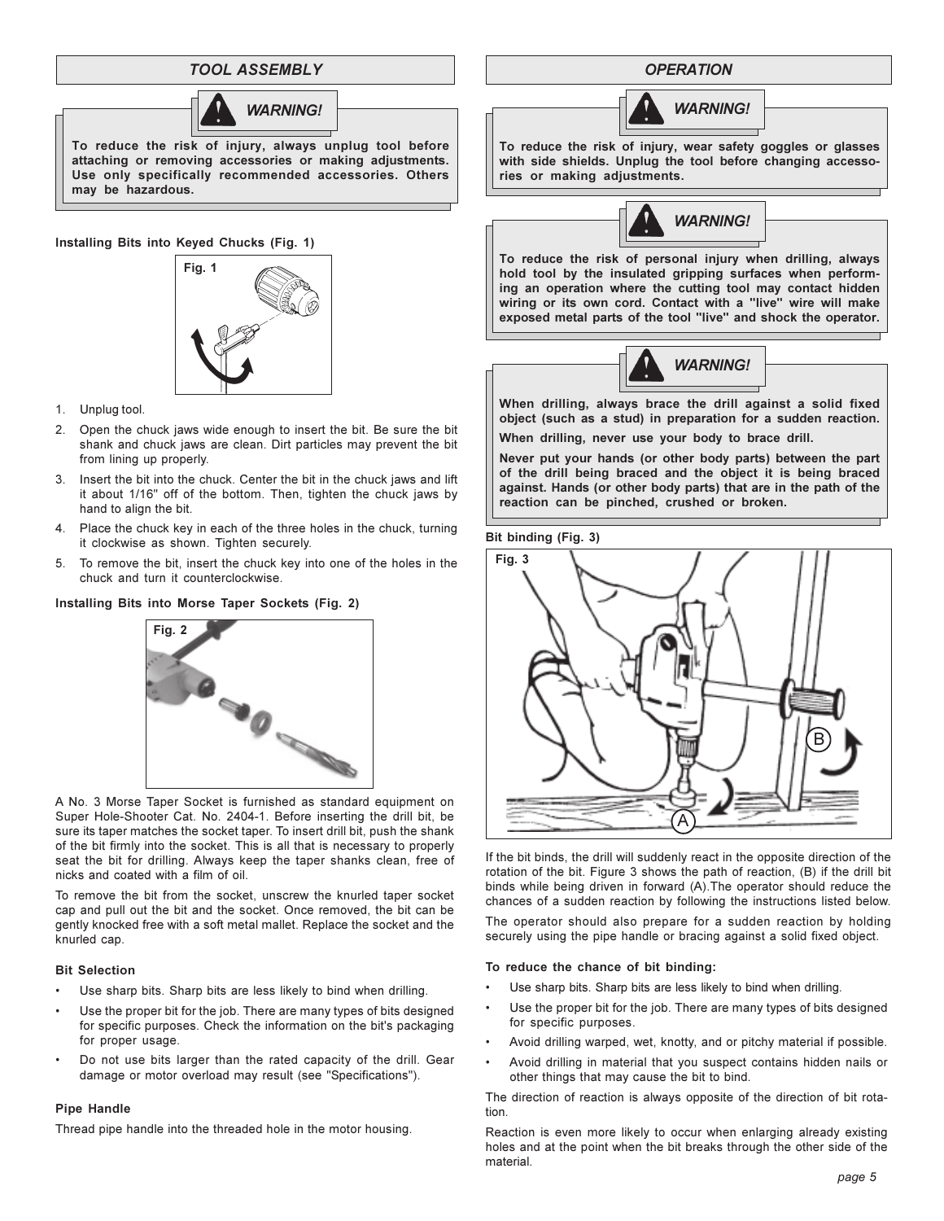## TOOL ASSEMBLY

**WARNING!**

**To reduce the risk of injury, always unplug tool before attaching or removing accessories or making adjustments. Use only specifically recommended accessories. Others may be hazardous.**

**Installing Bits into Keyed Chucks (Fig. 1)**

Fig. 1

1. Unplug tool.
2. Open the chuck jaws wide enough to insert the bit. Be sure the bit shank and chuck jaws are clean. Dirt particles may prevent the bit from lining up properly.
3. Insert the bit into the chuck. Center the bit in the chuck jaws and lift it about 1/16" off of the bottom. Then, tighten the chuck jaws by hand to align the bit.
4. Place the chuck key in each of the three holes in the chuck, turning it clockwise as shown. Tighten securely.
5. To remove the bit, insert the chuck key into one of the holes in the chuck and turn it counterclockwise.

**Installing Bits into Morse Taper Sockets (Fig. 2)**

Fig. 2

A No. 3 Morse Taper Socket is furnished as standard equipment on Super Hole-Shooter Cat. No. 2404-1. Before inserting the drill bit, be sure its taper matches the socket taper. To insert drill bit, push the shank of the bit firmly into the socket. This is all that is necessary to properly seat the bit for drilling. Always keep the taper shanks clean, free of nicks and coated with a film of oil.

To remove the bit from the socket, unscrew the knurled taper socket cap and pull out the bit and the socket. Once removed, the bit can be gently knocked free with a soft metal mallet. Replace the socket and the knurled cap.

**Bit Selection**

- Use sharp bits. Sharp bits are less likely to bind when drilling.
- Use the proper bit for the job. There are many types of bits designed for specific purposes. Check the information on the bit's packaging for proper usage.
- Do not use bits larger than the rated capacity of the drill. Gear damage or motor overload may result (see "Specifications").

**Pipe Handle**

Thread pipe handle into the threaded hole in the motor housing.

## OPERATION

**WARNING!**

**To reduce the risk of injury, wear safety goggles or glasses with side shields. Unplug the tool before changing accessories or making adjustments.**

**WARNING!**

**To reduce the risk of personal injury when drilling, always hold tool by the insulated gripping surfaces when performing an operation where the cutting tool may contact hidden wiring or its own cord. Contact with a "live" wire will make exposed metal parts of the tool "live" and shock the operator.**

**WARNING!**

**When drilling, always brace the drill against a solid fixed object (such as a stud) in preparation for a sudden reaction.**

**When drilling, never use your body to brace drill.**

**Never put your hands (or other body parts) between the part of the drill being braced and the object it is being braced against. Hands (or other body parts) that are in the path of the reaction can be pinched, crushed or broken.**

**Bit binding (Fig. 3)**

Fig. 3

If the bit binds, the drill will suddenly react in the opposite direction of the rotation of the bit. Figure 3 shows the path of reaction, (B) if the drill bit binds while being driven in forward (A).The operator should reduce the chances of a sudden reaction by following the instructions listed below.

The operator should also prepare for a sudden reaction by holding securely using the pipe handle or bracing against a solid fixed object.

**To reduce the chance of bit binding:**

- Use sharp bits. Sharp bits are less likely to bind when drilling.
- Use the proper bit for the job. There are many types of bits designed for specific purposes.
- Avoid drilling warped, wet, knotty, and or pitchy material if possible.
- Avoid drilling in material that you suspect contains hidden nails or other things that may cause the bit to bind.

The direction of reaction is always opposite of the direction of bit rotation.

Reaction is even more likely to occur when enlarging already existing holes and at the point when the bit breaks through the other side of the material.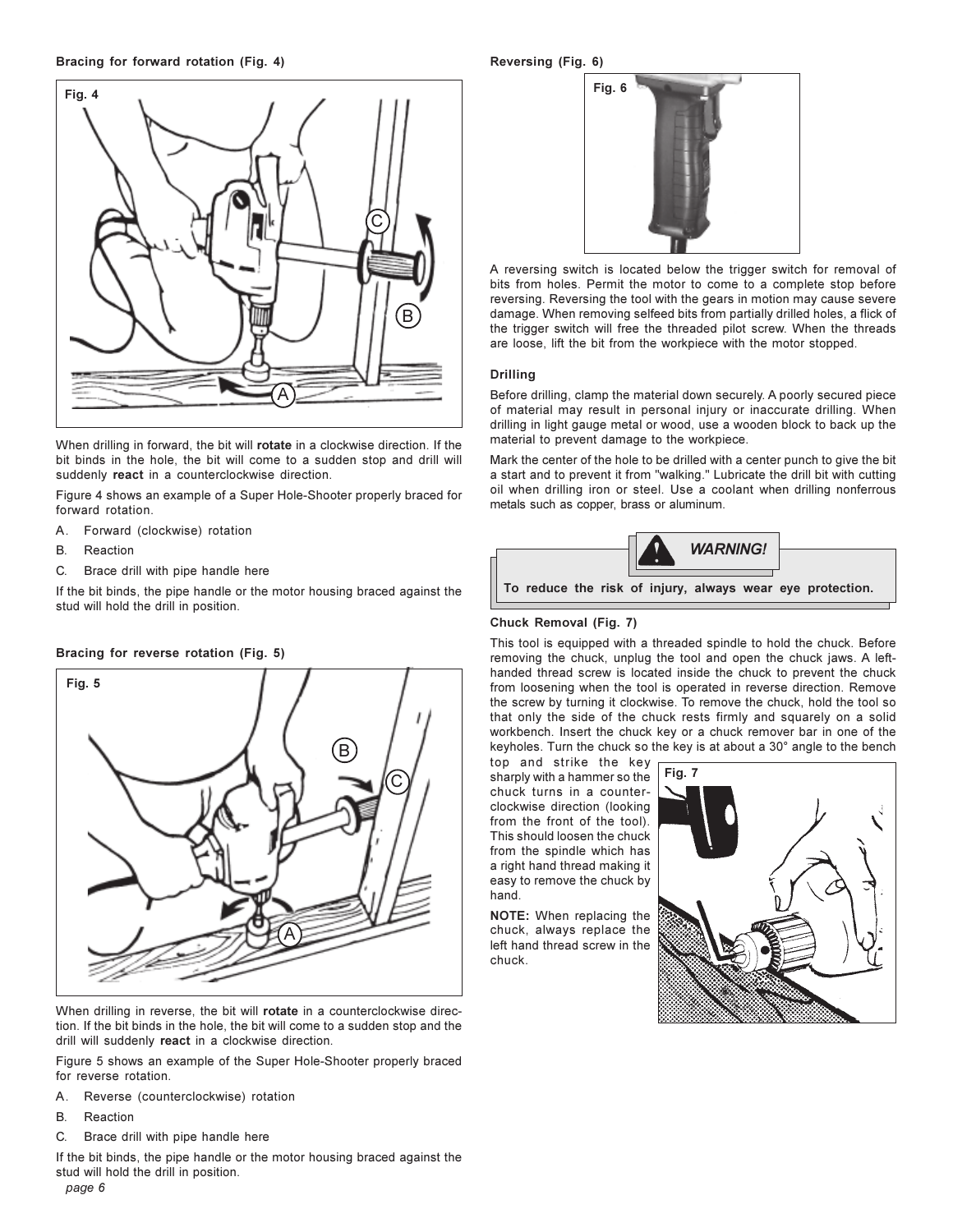### Bracing for forward rotation (Fig. 4)

When drilling in forward, the bit will **rotate** in a clockwise direction. If the bit binds in the hole, the bit will come to a sudden stop and drill will suddenly **react** in a counterclockwise direction.

Figure 4 shows an example of a Super Hole-Shooter properly braced for forward rotation.

A. Forward (clockwise) rotation

B. Reaction

C. Brace drill with pipe handle here

If the bit binds, the pipe handle or the motor housing braced against the stud will hold the drill in position.

### Bracing for reverse rotation (Fig. 5)

When drilling in reverse, the bit will **rotate** in a counterclockwise direction. If the bit binds in the hole, the bit will come to a sudden stop and the drill will suddenly **react** in a clockwise direction.

Figure 5 shows an example of the Super Hole-Shooter properly braced for reverse rotation.

A. Reverse (counterclockwise) rotation

B. Reaction

C. Brace drill with pipe handle here

If the bit binds, the pipe handle or the motor housing braced against the stud will hold the drill in position.

### Reversing (Fig. 6)

A reversing switch is located below the trigger switch for removal of bits from holes. Permit the motor to come to a complete stop before reversing. Reversing the tool with the gears in motion may cause severe damage. When removing selfeed bits from partially drilled holes, a flick of the trigger switch will free the threaded pilot screw. When the threads are loose, lift the bit from the workpiece with the motor stopped.

### Drilling

Before drilling, clamp the material down securely. A poorly secured piece of material may result in personal injury or inaccurate drilling. When drilling in light gauge metal or wood, use a wooden block to back up the material to prevent damage to the workpiece.

Mark the center of the hole to be drilled with a center punch to give the bit a start and to prevent it from "walking." Lubricate the drill bit with cutting oil when drilling iron or steel. Use a coolant when drilling nonferrous metals such as copper, brass or aluminum.

**WARNING!**

**To reduce the risk of injury, always wear eye protection.**

### Chuck Removal (Fig. 7)

This tool is equipped with a threaded spindle to hold the chuck. Before removing the chuck, unplug the tool and open the chuck jaws. A left-handed thread screw is located inside the chuck to prevent the chuck from loosening when the tool is operated in reverse direction. Remove the screw by turning it clockwise. To remove the chuck, hold the tool so that only the side of the chuck rests firmly and squarely on a solid workbench. Insert the chuck key or a chuck remover bar in one of the keyholes. Turn the chuck so the key is at about a 30° angle to the bench top and strike the key sharply with a hammer so the chuck turns in a counter-clockwise direction (looking from the front of the tool). This should loosen the chuck from the spindle which has a right hand thread making it easy to remove the chuck by hand.

**NOTE:** When replacing the chuck, always replace the left hand thread screw in the chuck.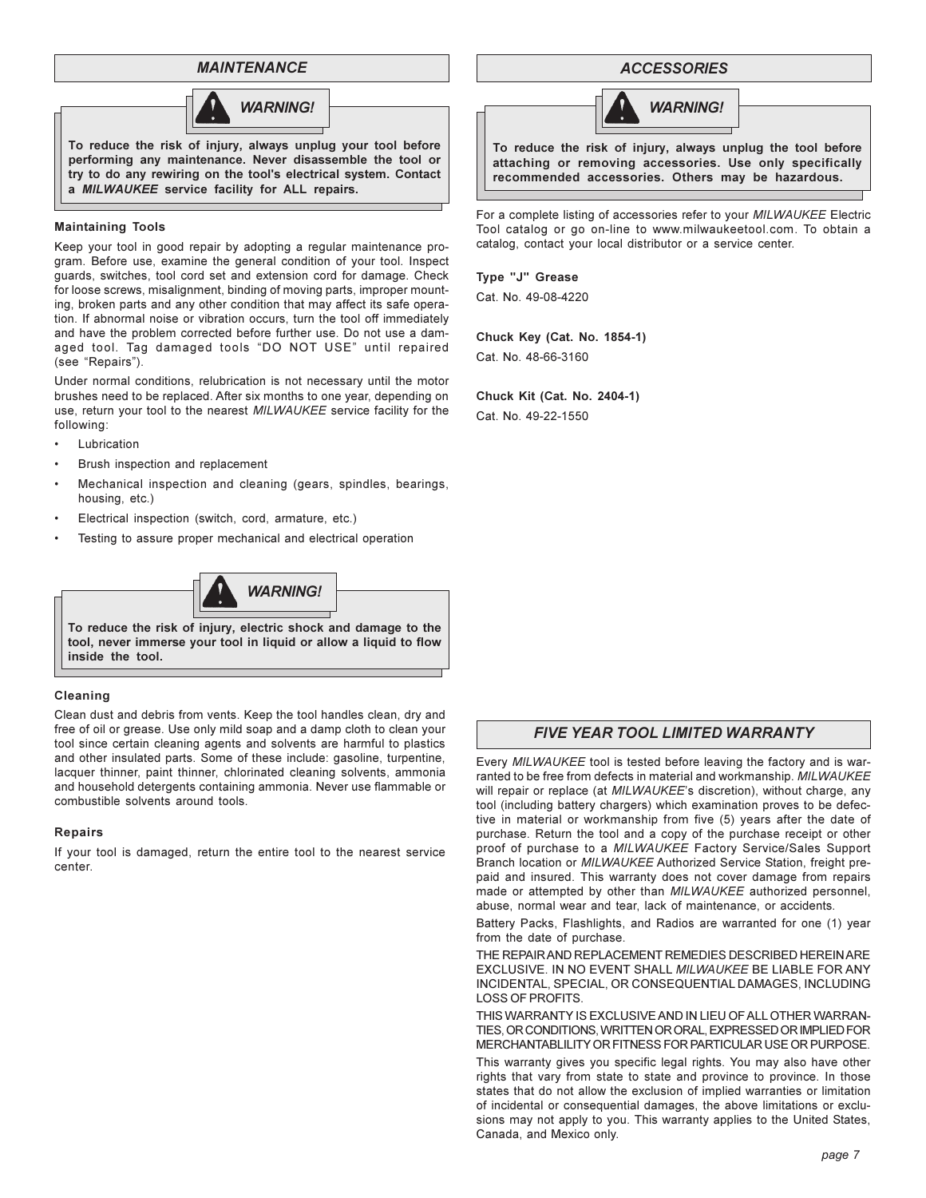## MAINTENANCE

**WARNING!**

**To reduce the risk of injury, always unplug your tool before performing any maintenance. Never disassemble the tool or try to do any rewiring on the tool's electrical system. Contact a *MILWAUKEE* service facility for ALL repairs.**

### Maintaining Tools

Keep your tool in good repair by adopting a regular maintenance program. Before use, examine the general condition of your tool. Inspect guards, switches, tool cord set and extension cord for damage. Check for loose screws, misalignment, binding of moving parts, improper mounting, broken parts and any other condition that may affect its safe operation. If abnormal noise or vibration occurs, turn the tool off immediately and have the problem corrected before further use. Do not use a damaged tool. Tag damaged tools "DO NOT USE" until repaired (see "Repairs").

Under normal conditions, relubrication is not necessary until the motor brushes need to be replaced. After six months to one year, depending on use, return your tool to the nearest *MILWAUKEE* service facility for the following:

- Lubrication
- Brush inspection and replacement
- Mechanical inspection and cleaning (gears, spindles, bearings, housing, etc.)
- Electrical inspection (switch, cord, armature, etc.)
- Testing to assure proper mechanical and electrical operation

**WARNING!**

**To reduce the risk of injury, electric shock and damage to the tool, never immerse your tool in liquid or allow a liquid to flow inside the tool.**

### Cleaning

Clean dust and debris from vents. Keep the tool handles clean, dry and free of oil or grease. Use only mild soap and a damp cloth to clean your tool since certain cleaning agents and solvents are harmful to plastics and other insulated parts. Some of these include: gasoline, turpentine, lacquer thinner, paint thinner, chlorinated cleaning solvents, ammonia and household detergents containing ammonia. Never use flammable or combustible solvents around tools.

### Repairs

If your tool is damaged, return the entire tool to the nearest service center.

## ACCESSORIES

**WARNING!**

**To reduce the risk of injury, always unplug the tool before attaching or removing accessories. Use only specifically recommended accessories. Others may be hazardous.**

For a complete listing of accessories refer to your *MILWAUKEE* Electric Tool catalog or go on-line to www.milwaukeetool.com. To obtain a catalog, contact your local distributor or a service center.

**Type "J" Grease**
Cat. No. 49-08-4220

**Chuck Key (Cat. No. 1854-1)**
Cat. No. 48-66-3160

**Chuck Kit (Cat. No. 2404-1)**
Cat. No. 49-22-1550

## FIVE YEAR TOOL LIMITED WARRANTY

Every *MILWAUKEE* tool is tested before leaving the factory and is warranted to be free from defects in material and workmanship. *MILWAUKEE* will repair or replace (at *MILWAUKEE*'s discretion), without charge, any tool (including battery chargers) which examination proves to be defective in material or workmanship from five (5) years after the date of purchase. Return the tool and a copy of the purchase receipt or other proof of purchase to a *MILWAUKEE* Factory Service/Sales Support Branch location or *MILWAUKEE* Authorized Service Station, freight prepaid and insured. This warranty does not cover damage from repairs made or attempted by other than *MILWAUKEE* authorized personnel, abuse, normal wear and tear, lack of maintenance, or accidents.

Battery Packs, Flashlights, and Radios are warranted for one (1) year from the date of purchase.

THE REPAIR AND REPLACEMENT REMEDIES DESCRIBED HEREIN ARE EXCLUSIVE. IN NO EVENT SHALL *MILWAUKEE* BE LIABLE FOR ANY INCIDENTAL, SPECIAL, OR CONSEQUENTIAL DAMAGES, INCLUDING LOSS OF PROFITS.

THIS WARRANTY IS EXCLUSIVE AND IN LIEU OF ALL OTHER WARRANTIES, OR CONDITIONS, WRITTEN OR ORAL, EXPRESSED OR IMPLIED FOR MERCHANTABLILITY OR FITNESS FOR PARTICULAR USE OR PURPOSE.

This warranty gives you specific legal rights. You may also have other rights that vary from state to state and province to province. In those states that do not allow the exclusion of implied warranties or limitation of incidental or consequential damages, the above limitations or exclusions may not apply to you. This warranty applies to the United States, Canada, and Mexico only.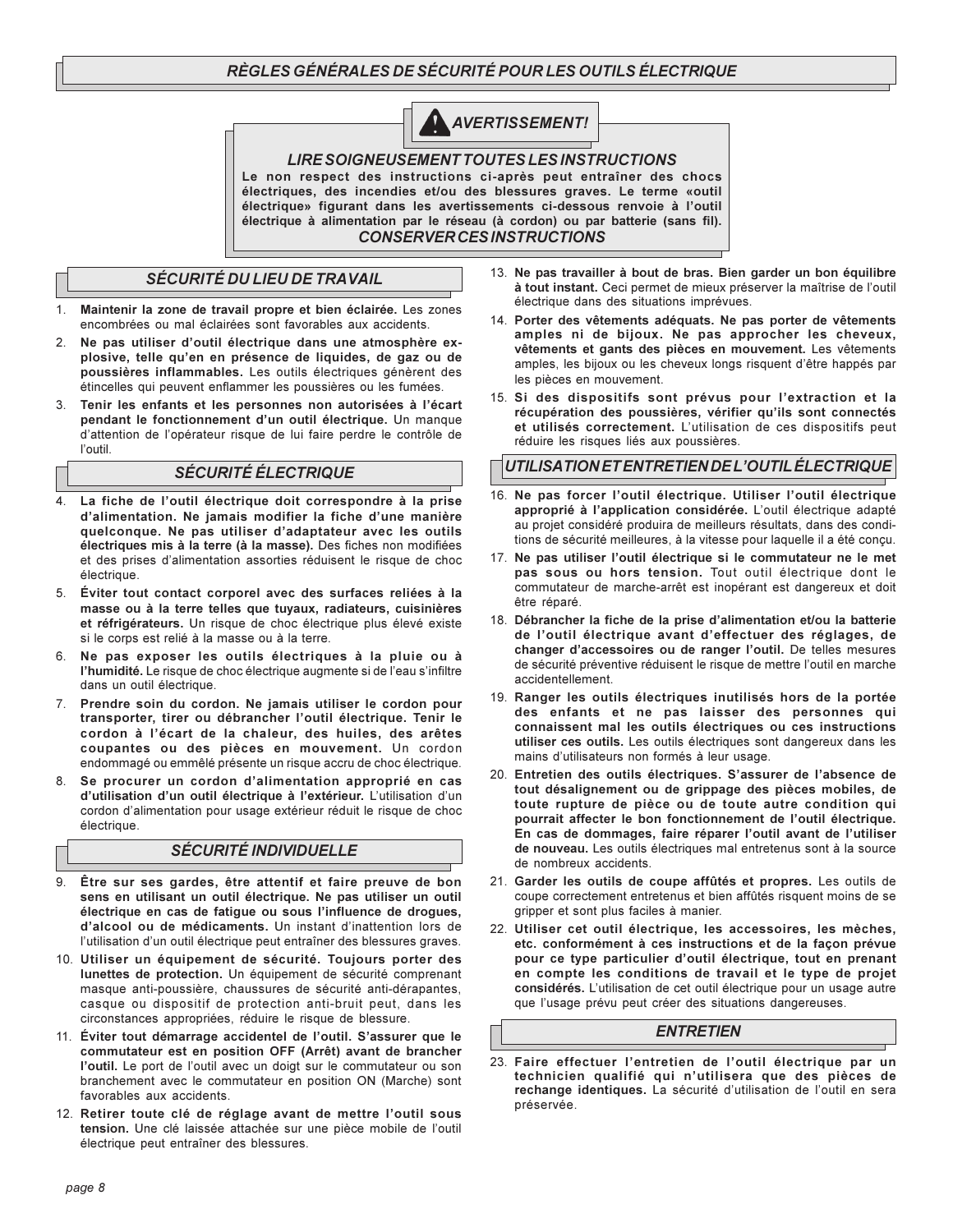# RÈGLES GÉNÉRALES DE SÉCURITÉ POUR LES OUTILS ÉLECTRIQUE

## AVERTISSEMENT!

### LIRE SOIGNEUSEMENT TOUTES LES INSTRUCTIONS

**Le non respect des instructions ci-après peut entraîner des chocs électriques, des incendies et/ou des blessures graves. Le terme «outil électrique» figurant dans les avertissements ci-dessous renvoie à l'outil électrique à alimentation par le réseau (à cordon) ou par batterie (sans fil).**

***CONSERVER CES INSTRUCTIONS***

## SÉCURITÉ DU LIEU DE TRAVAIL

1. **Maintenir la zone de travail propre et bien éclairée.** Les zones encombrées ou mal éclairées sont favorables aux accidents.
2. **Ne pas utiliser d'outil électrique dans une atmosphère explosive, telle qu'en en présence de liquides, de gaz ou de poussières inflammables.** Les outils électriques génèrent des étincelles qui peuvent enflammer les poussières ou les fumées.
3. **Tenir les enfants et les personnes non autorisées à l'écart pendant le fonctionnement d'un outil électrique.** Un manque d'attention de l'opérateur risque de lui faire perdre le contrôle de l'outil.

## SÉCURITÉ ÉLECTRIQUE

4. **La fiche de l'outil électrique doit correspondre à la prise d'alimentation. Ne jamais modifier la fiche d'une manière quelconque. Ne pas utiliser d'adaptateur avec les outils électriques mis à la terre (à la masse).** Des fiches non modifiées et des prises d'alimentation assorties réduisent le risque de choc électrique.
5. **Éviter tout contact corporel avec des surfaces reliées à la masse ou à la terre telles que tuyaux, radiateurs, cuisinières et réfrigérateurs.** Un risque de choc électrique plus élevé existe si le corps est relié à la masse ou à la terre.
6. **Ne pas exposer les outils électriques à la pluie ou à l'humidité.** Le risque de choc électrique augmente si de l'eau s'infiltre dans un outil électrique.
7. **Prendre soin du cordon. Ne jamais utiliser le cordon pour transporter, tirer ou débrancher l'outil électrique. Tenir le cordon à l'écart de la chaleur, des huiles, des arêtes coupantes ou des pièces en mouvement.** Un cordon endommagé ou emmêlé présente un risque accru de choc électrique.
8. **Se procurer un cordon d'alimentation approprié en cas d'utilisation d'un outil électrique à l'extérieur.** L'utilisation d'un cordon d'alimentation pour usage extérieur réduit le risque de choc électrique.

## SÉCURITÉ INDIVIDUELLE

9. **Être sur ses gardes, être attentif et faire preuve de bon sens en utilisant un outil électrique. Ne pas utiliser un outil électrique en cas de fatigue ou sous l'influence de drogues, d'alcool ou de médicaments.** Un instant d'inattention lors de l'utilisation d'un outil électrique peut entraîner des blessures graves.
10. **Utiliser un équipement de sécurité. Toujours porter des lunettes de protection.** Un équipement de sécurité comprenant masque anti-poussière, chaussures de sécurité anti-dérapantes, casque ou dispositif de protection anti-bruit peut, dans les circonstances appropriées, réduire le risque de blessure.
11. **Éviter tout démarrage accidentel de l'outil. S'assurer que le commutateur est en position OFF (Arrêt) avant de brancher l'outil.** Le port de l'outil avec un doigt sur le commutateur ou son branchement avec le commutateur en position ON (Marche) sont favorables aux accidents.
12. **Retirer toute clé de réglage avant de mettre l'outil sous tension.** Une clé laissée attachée sur une pièce mobile de l'outil électrique peut entraîner des blessures.
13. **Ne pas travailler à bout de bras. Bien garder un bon équilibre à tout instant.** Ceci permet de mieux préserver la maîtrise de l'outil électrique dans des situations imprévues.
14. **Porter des vêtements adéquats. Ne pas porter de vêtements amples ni de bijoux. Ne pas approcher les cheveux, vêtements et gants des pièces en mouvement.** Les vêtements amples, les bijoux ou les cheveux longs risquent d'être happés par les pièces en mouvement.
15. **Si des dispositifs sont prévus pour l'extraction et la récupération des poussières, vérifier qu'ils sont connectés et utilisés correctement.** L'utilisation de ces dispositifs peut réduire les risques liés aux poussières.

## UTILISATION ET ENTRETIEN DE L'OUTIL ÉLECTRIQUE

16. **Ne pas forcer l'outil électrique. Utiliser l'outil électrique approprié à l'application considérée.** L'outil électrique adapté au projet considéré produira de meilleurs résultats, dans des conditions de sécurité meilleures, à la vitesse pour laquelle il a été conçu.
17. **Ne pas utiliser l'outil électrique si le commutateur ne le met pas sous ou hors tension.** Tout outil électrique dont le commutateur de marche-arrêt est inopérant est dangereux et doit être réparé.
18. **Débrancher la fiche de la prise d'alimentation et/ou la batterie de l'outil électrique avant d'effectuer des réglages, de changer d'accessoires ou de ranger l'outil.** De telles mesures de sécurité préventive réduisent le risque de mettre l'outil en marche accidentellement.
19. **Ranger les outils électriques inutilisés hors de la portée des enfants et ne pas laisser des personnes qui connaissent mal les outils électriques ou ces instructions utiliser ces outils.** Les outils électriques sont dangereux dans les mains d'utilisateurs non formés à leur usage.
20. **Entretien des outils électriques. S'assurer de l'absence de tout désalignement ou de grippage des pièces mobiles, de toute rupture de pièce ou de toute autre condition qui pourrait affecter le bon fonctionnement de l'outil électrique. En cas de dommages, faire réparer l'outil avant de l'utiliser de nouveau.** Les outils électriques mal entretenus sont à la source de nombreux accidents.
21. **Garder les outils de coupe affûtés et propres.** Les outils de coupe correctement entretenus et bien affûtés risquent moins de se gripper et sont plus faciles à manier.
22. **Utiliser cet outil électrique, les accessoires, les mèches, etc. conformément à ces instructions et de la façon prévue pour ce type particulier d'outil électrique, tout en prenant en compte les conditions de travail et le type de projet considérés.** L'utilisation de cet outil électrique pour un usage autre que l'usage prévu peut créer des situations dangereuses.

## ENTRETIEN

23. **Faire effectuer l'entretien de l'outil électrique par un technicien qualifié qui n'utilisera que des pièces de rechange identiques.** La sécurité d'utilisation de l'outil en sera préservée.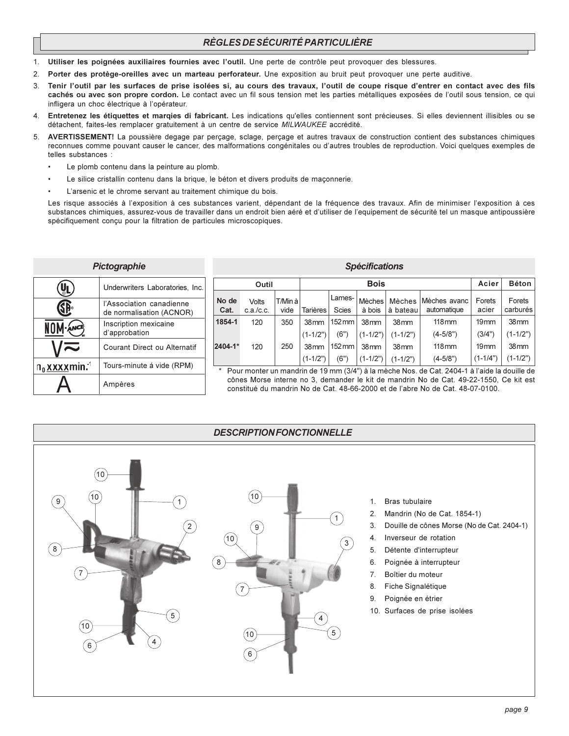## *RÈGLES DE SÉCURITÉ PARTICULIÈRE*

1. **Utiliser les poignées auxiliaires fournies avec l'outil.** Une perte de contrôle peut provoquer des blessures.
2. **Porter des protège-oreilles avec un marteau perforateur.** Une exposition au bruit peut provoquer une perte auditive.
3. **Tenir l'outil par les surfaces de prise isolées si, au cours des travaux, l'outil de coupe risque d'entrer en contact avec des fils cachés ou avec son propre cordon.** Le contact avec un fil sous tension met les parties métalliques exposées de l'outil sous tension, ce qui infligera un choc électrique à l'opérateur.
4. **Entretenez les étiquettes et marqies di fabricant.** Les indications qu'elles contiennent sont précieuses. Si elles deviennent illisibles ou se détachent, faites-les remplacer gratuitement à un centre de service *MILWAUKEE* accrédité.
5. **AVERTISSEMENT!** La poussière degage par perçage, sclage, perçage et autres travaux de construction contient des substances chimiques reconnues comme pouvant causer le cancer, des malformations congénitales ou d'autres troubles de reproduction. Voici quelques exemples de telles substances :
   - Le plomb contenu dans la peinture au plomb.
   - Le silice cristallin contenu dans la brique, le béton et divers produits de maçonnerie.
   - L'arsenic et le chrome servant au traitement chimique du bois.

   Les risque associés à l'exposition à ces substances varient, dépendant de la fréquence des travaux. Afin de minimiser l'exposition à ces substances chimiques, assurez-vous de travailler dans un endroit bien aéré et d'utiliser de l'equipement de sécurité tel un masque antipoussière spécifiquement conçu pour la filtration de particules microscopiques.

## *Pictographie*

| Symbole | Description |
|---|---|
| UL | Underwriters Laboratories, Inc. |
| CSA | l'Association canadienne de normalisation (ACNOR) |
| NOM-ANCE | Inscription mexicaine d'approbation |
| V≂ | Courant Direct ou Alternatif |
| $n_0$ xxxxmin.$^{-1}$ | Tours-minute á vide (RPM) |
| A | Ampères |

## *Spécifications*

| Outil | | | Bois | | | | | Acier | Béton |
|---|---|---|---|---|---|---|---|---|---|
| No de Cat. | Volts c.a./c.c. | T/Min à vide | Tarières | Lames-Scies | Mèches à bois | Mèches à bateau | Mèches avanc automatique | Forets acier | Forets carburés |
| 1854-1 | 120 | 350 | 38 mm (1-1/2") | 152 mm (6") | 38 mm (1-1/2") | 38 mm (1-1/2") | 118 mm (4-5/8") | 19 mm (3/4") | 38 mm (1-1/2") |
| 2404-1* | 120 | 250 | 38 mm (1-1/2") | 152 mm (6") | 38 mm (1-1/2") | 38 mm (1-1/2") | 118 mm (4-5/8") | 19 mm (1-1/4") | 38 mm (1-1/2") |

\* Pour monter un mandrin de 19 mm (3/4") à la mèche Nos. de Cat. 2404-1 à l'aide la douille de cônes Morse interne no 3, demander le kit de mandrin No de Cat. 49-22-1550, Ce kit est constitué du mandrin No de Cat. 48-66-2000 et de l'abre No de Cat. 48-07-0100.

## *DESCRIPTION FONCTIONNELLE*

1. Bras tubulaire
2. Mandrin (No de Cat. 1854-1)
3. Douille de cônes Morse (No de Cat. 2404-1)
4. Inverseur de rotation
5. Détente d'interrupteur
6. Poignée à interrupteur
7. Boîtier du moteur
8. Fiche Signalétique
9. Poignée en étrier
10. Surfaces de prise isolées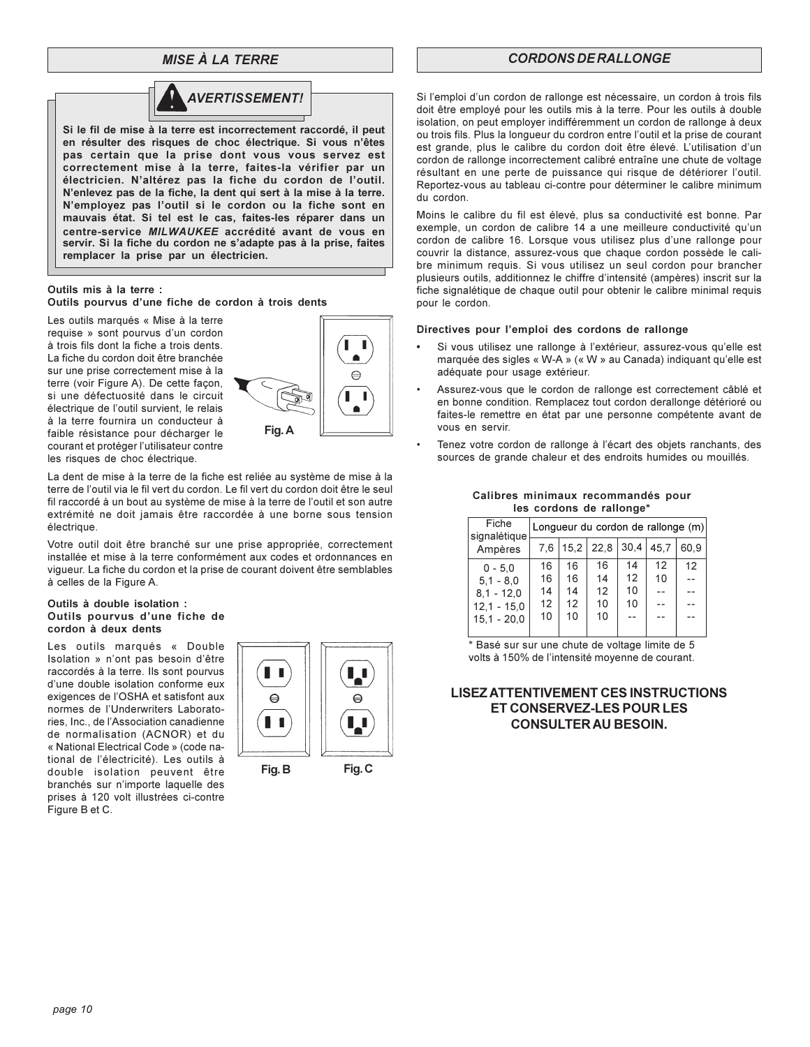## MISE À LA TERRE

### AVERTISSEMENT!

**Si le fil de mise à la terre est incorrectement raccordé, il peut en résulter des risques de choc électrique. Si vous n'êtes pas certain que la prise dont vous vous servez est correctement mise à la terre, faites-la vérifier par un électricien. N'altérez pas la fiche du cordon de l'outil. N'enlevez pas de la fiche, la dent qui sert à la mise à la terre. N'employez pas l'outil si le cordon ou la fiche sont en mauvais état. Si tel est le cas, faites-les réparer dans un centre-service *MILWAUKEE* accrédité avant de vous en servir. Si la fiche du cordon ne s'adapte pas à la prise, faites remplacer la prise par un électricien.**

**Outils mis à la terre :**
**Outils pourvus d'une fiche de cordon à trois dents**

Les outils marqués « Mise à la terre requise » sont pourvus d'un cordon à trois fils dont la fiche a trois dents. La fiche du cordon doit être branchée sur une prise correctement mise à la terre (voir Figure A). De cette façon, si une défectuosité dans le circuit électrique de l'outil survient, le relais à la terre fournira un conducteur à faible résistance pour décharger le courant et protéger l'utilisateur contre les risques de choc électrique.

Fig. A

La dent de mise à la terre de la fiche est reliée au système de mise à la terre de l'outil via le fil vert du cordon. Le fil vert du cordon doit être le seul fil raccordé à un bout au système de mise à la terre de l'outil et son autre extrémité ne doit jamais être raccordée à une borne sous tension électrique.

Votre outil doit être branché sur une prise appropriée, correctement installée et mise à la terre conformément aux codes et ordonnances en vigueur. La fiche du cordon et la prise de courant doivent être semblables à celles de la Figure A.

**Outils à double isolation :**
**Outils pourvus d'une fiche de cordon à deux dents**

Les outils marqués « Double Isolation » n'ont pas besoin d'être raccordés à la terre. Ils sont pourvus d'une double isolation conforme eux exigences de l'OSHA et satisfont aux normes de l'Underwriters Laboratories, Inc., de l'Association canadienne de normalisation (ACNOR) et du « National Electrical Code » (code national de l'électricité). Les outils à double isolation peuvent être branchés sur n'importe laquelle des prises à 120 volt illustrées ci-contre Figure B et C.

Fig. B Fig. C

## CORDONS DE RALLONGE

Si l'emploi d'un cordon de rallonge est nécessaire, un cordon à trois fils doit être employé pour les outils mis à la terre. Pour les outils à double isolation, on peut employer indifféremment un cordon de rallonge à deux ou trois fils. Plus la longueur du cordron entre l'outil et la prise de courant est grande, plus le calibre du cordon doit être élevé. L'utilisation d'un cordon de rallonge incorrectement calibré entraîne une chute de voltage résultant en une perte de puissance qui risque de détériorer l'outil. Reportez-vous au tableau ci-contre pour déterminer le calibre minimum du cordon.

Moins le calibre du fil est élevé, plus sa conductivité est bonne. Par exemple, un cordon de calibre 14 a une meilleure conductivité qu'un cordon de calibre 16. Lorsque vous utilisez plus d'une rallonge pour couvrir la distance, assurez-vous que chaque cordon possède le calibre minimum requis. Si vous utilisez un seul cordon pour brancher plusieurs outils, additionnez le chiffre d'intensité (ampères) inscrit sur la fiche signalétique de chaque outil pour obtenir le calibre minimal requis pour le cordon.

**Directives pour l'emploi des cordons de rallonge**

- Si vous utilisez une rallonge à l'extérieur, assurez-vous qu'elle est marquée des sigles « W-A » (« W » au Canada) indiquant qu'elle est adéquate pour usage extérieur.
- Assurez-vous que le cordon de rallonge est correctement câblé et en bonne condition. Remplacez tout cordon derallonge détérioré ou faites-le remettre en état par une personne compétente avant de vous en servir.
- Tenez votre cordon de rallonge à l'écart des objets ranchants, des sources de grande chaleur et des endroits humides ou mouillés.

**Calibres minimaux recommandés pour les cordons de rallonge\***

| Fiche signalétique | Longueur du cordon de rallonge (m) | | | | | |
|---|---|---|---|---|---|---|
| Ampères | 7,6 | 15,2 | 22,8 | 30,4 | 45,7 | 60,9 |
| 0 - 5,0 | 16 | 16 | 16 | 14 | 12 | 12 |
| 5,1 - 8,0 | 16 | 16 | 14 | 12 | 10 | -- |
| 8,1 - 12,0 | 14 | 14 | 12 | 10 | -- | -- |
| 12,1 - 15,0 | 12 | 12 | 10 | 10 | -- | -- |
| 15,1 - 20,0 | 10 | 10 | 10 | -- | -- | -- |

\* Basé sur sur une chute de voltage limite de 5 volts à 150% de l'intensité moyenne de courant.

**LISEZ ATTENTIVEMENT CES INSTRUCTIONS ET CONSERVEZ-LES POUR LES CONSULTER AU BESOIN.**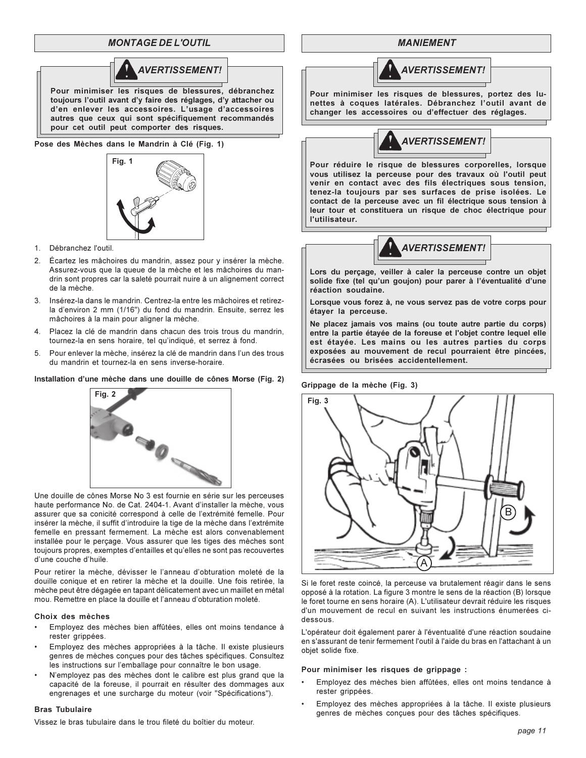## MONTAGE DE L'OUTIL

### AVERTISSEMENT!

**Pour minimiser les risques de blessures, débranchez toujours l'outil avant d'y faire des réglages, d'y attacher ou d'en enlever les accessoires. L'usage d'accessoires autres que ceux qui sont spécifiquement recommandés pour cet outil peut comporter des risques.**

**Pose des Mèches dans le Mandrin à Clé (Fig. 1)**

Fig. 1

1. Débranchez l'outil.
2. Écartez les mâchoires du mandrin, assez pour y insérer la mèche. Assurez-vous que la queue de la mèche et les mâchoires du mandrin sont propres car la saleté pourrait nuire à un alignement correct de la mèche.
3. Insérez-la dans le mandrin. Centrez-la entre les mâchoires et retirez-la d'environ 2 mm (1/16") du fond du mandrin. Ensuite, serrez les mâchoires à la main pour aligner la mèche.
4. Placez la clé de mandrin dans chacun des trois trous du mandrin, tournez-la en sens horaire, tel qu'indiqué, et serrez à fond.
5. Pour enlever la mèche, insérez la clé de mandrin dans l'un des trous du mandrin et tournez-la en sens inverse-horaire.

**Installation d'une mèche dans une douille de cônes Morse (Fig. 2)**

Fig. 2

Une douille de cônes Morse No 3 est fournie en série sur les perceuses haute performance No. de Cat. 2404-1. Avant d'installer la mèche, vous assurer que sa conicité correspond à celle de l'extrémité femelle. Pour insérer la mèche, il suffit d'introduire la tige de la mèche dans l'extrémite femelle en pressant fermement. La mèche est alors convenablement installée pour le perçage. Vous assurer que les tiges des mèches sont toujours propres, exemptes d'entailles et qu'elles ne sont pas recouvertes d'une couche d'huile.

Pour retirer la mèche, dévisser le l'anneau d'obturation moleté de la douille conique et en retirer la mèche et la douille. Une fois retirée, la mèche peut être dégagée en tapant délicatement avec un maillet en métal mou. Remettre en place la douille et l'anneau d'obturation moleté.

**Choix des mèches**

- Employez des mèches bien affûtées, elles ont moins tendance à rester grippées.
- Employez des mèches appropriées à la tâche. Il existe plusieurs genres de mèches conçues pour des tâches spécifiques. Consultez les instructions sur l'emballage pour connaître le bon usage.
- N'employez pas des mèches dont le calibre est plus grand que la capacité de la foreuse, il pourrait en résulter des dommages aux engrenages et une surcharge du moteur (voir "Spécifications").

**Bras Tubulaire**

Vissez le bras tubulaire dans le trou fileté du boîtier du moteur.

## MANIEMENT

### AVERTISSEMENT!

**Pour minimiser les risques de blessures, portez des lunettes à coques latérales. Débranchez l'outil avant de changer les accessoires ou d'effectuer des réglages.**

### AVERTISSEMENT!

**Pour réduire le risque de blessures corporelles, lorsque vous utilisez la perceuse pour des travaux où l'outil peut venir en contact avec des fils électriques sous tension, tenez-la toujours par ses surfaces de prise isolées. Le contact de la perceuse avec un fil électrique sous tension à leur tour et constituera un risque de choc électrique pour l'utilisateur.**

### AVERTISSEMENT!

**Lors du perçage, veiller à caler la perceuse contre un objet solide fixe (tel qu'un goujon) pour parer à l'éventualité d'une réaction soudaine.**

**Lorsque vous forez à, ne vous servez pas de votre corps pour étayer la perceuse.**

**Ne placez jamais vos mains (ou toute autre partie du corps) entre la partie étayée de la foreuse et l'objet contre lequel elle est étayée. Les mains ou les autres parties du corps exposées au mouvement de recul pourraient être pincées, écrasées ou brisées accidentellement.**

**Grippage de la mèche (Fig. 3)**

Fig. 3

Si le foret reste coincé, la perceuse va brutalement réagir dans le sens opposé à la rotation. La figure 3 montre le sens de la réaction (B) lorsque le foret tourne en sens horaire (A). L'utilisateur devrait réduire les risques d'un mouvement de recul en suivant les instructions énumerées ci-dessous.

L'opérateur doit également parer à l'éventualité d'une réaction soudaine en s'assurant de tenir fermement l'outil à l'aide du bras en l'attachant à un objet solide fixe.

**Pour minimiser les risques de grippage :**

- Employez des mèches bien affûtées, elles ont moins tendance à rester grippées.
- Employez des mèches appropriées à la tâche. Il existe plusieurs genres de mèches conçues pour des tâches spécifiques.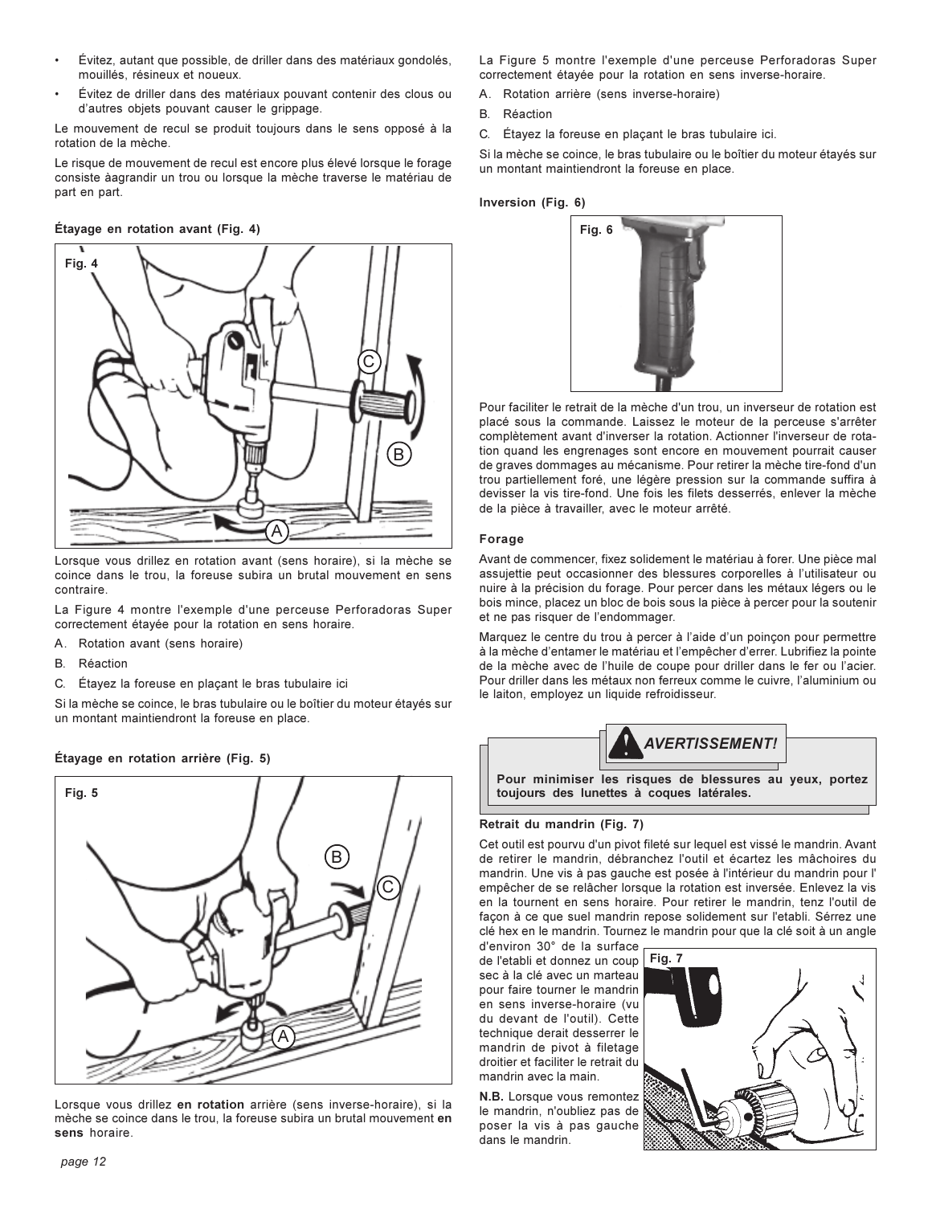- Évitez, autant que possible, de driller dans des matériaux gondolés, mouillés, résineux et noueux.
- Évitez de driller dans des matériaux pouvant contenir des clous ou d'autres objets pouvant causer le grippage.

Le mouvement de recul se produit toujours dans le sens opposé à la rotation de la mèche.

Le risque de mouvement de recul est encore plus élevé lorsque le forage consiste àagrandir un trou ou lorsque la mèche traverse le matériau de part en part.

**Étayage en rotation avant (Fig. 4)**

Fig. 4

Lorsque vous drillez en rotation avant (sens horaire), si la mèche se coince dans le trou, la foreuse subira un brutal mouvement en sens contraire.

La Figure 4 montre l'exemple d'une perceuse Perforadoras Super correctement étayée pour la rotation en sens horaire.

A. Rotation avant (sens horaire)

B. Réaction

C. Étayez la foreuse en plaçant le bras tubulaire ici

Si la mèche se coince, le bras tubulaire ou le boîtier du moteur étayés sur un montant maintiendront la foreuse en place.

**Étayage en rotation arrière (Fig. 5)**

Fig. 5

Lorsque vous drillez **en rotation** arrière (sens inverse-horaire), si la mèche se coince dans le trou, la foreuse subira un brutal mouvement **en sens** horaire.

La Figure 5 montre l'exemple d'une perceuse Perforadoras Super correctement étayée pour la rotation en sens inverse-horaire.

A. Rotation arrière (sens inverse-horaire)

B. Réaction

C. Étayez la foreuse en plaçant le bras tubulaire ici.

Si la mèche se coince, le bras tubulaire ou le boîtier du moteur étayés sur un montant maintiendront la foreuse en place.

**Inversion (Fig. 6)**

Fig. 6

Pour faciliter le retrait de la mèche d'un trou, un inverseur de rotation est placé sous la commande. Laissez le moteur de la perceuse s'arrêter complètement avant d'inverser la rotation. Actionner l'inverseur de rotation quand les engrenages sont encore en mouvement pourrait causer de graves dommages au mécanisme. Pour retirer la mèche tire-fond d'un trou partiellement foré, une légère pression sur la commande suffira à devisser la vis tire-fond. Une fois les filets desserrés, enlever la mèche de la pièce à travailler, avec le moteur arrêté.

**Forage**

Avant de commencer, fixez solidement le matériau à forer. Une pièce mal assujettie peut occasionner des blessures corporelles à l'utilisateur ou nuire à la précision du forage. Pour percer dans les métaux légers ou le bois mince, placez un bloc de bois sous la pièce à percer pour la soutenir et ne pas risquer de l'endommager.

Marquez le centre du trou à percer à l'aide d'un poinçon pour permettre à la mèche d'entamer le matériau et l'empêcher d'errer. Lubrifiez la pointe de la mèche avec de l'huile de coupe pour driller dans le fer ou l'acier. Pour driller dans les métaux non ferreux comme le cuivre, l'aluminium ou le laiton, employez un liquide refroidisseur.

**AVERTISSEMENT!**

**Pour minimiser les risques de blessures au yeux, portez toujours des lunettes à coques latérales.**

**Retrait du mandrin (Fig. 7)**

Cet outil est pourvu d'un pivot fileté sur lequel est vissé le mandrin. Avant de retirer le mandrin, débranchez l'outil et écartez les mâchoires du mandrin. Une vis à pas gauche est posée à l'intérieur du mandrin pour l' empêcher de se relâcher lorsque la rotation est inversée. Enlevez la vis en la tournent en sens horaire. Pour retirer le mandrin, tenz l'outil de façon à ce que suel mandrin repose solidement sur l'etabli. Sérrez une clé hex en le mandrin. Tournez le mandrin pour que la clé soit à un angle d'environ 30° de la surface de l'etabli et donnez un coup sec à la clé avec un marteau pour faire tourner le mandrin en sens inverse-horaire (vu du devant de l'outil). Cette technique derait desserrer le mandrin de pivot à filetage droitier et faciliter le retrait du mandrin avec la main.

Fig. 7

**N.B.** Lorsque vous remontez le mandrin, n'oubliez pas de poser la vis à pas gauche dans le mandrin.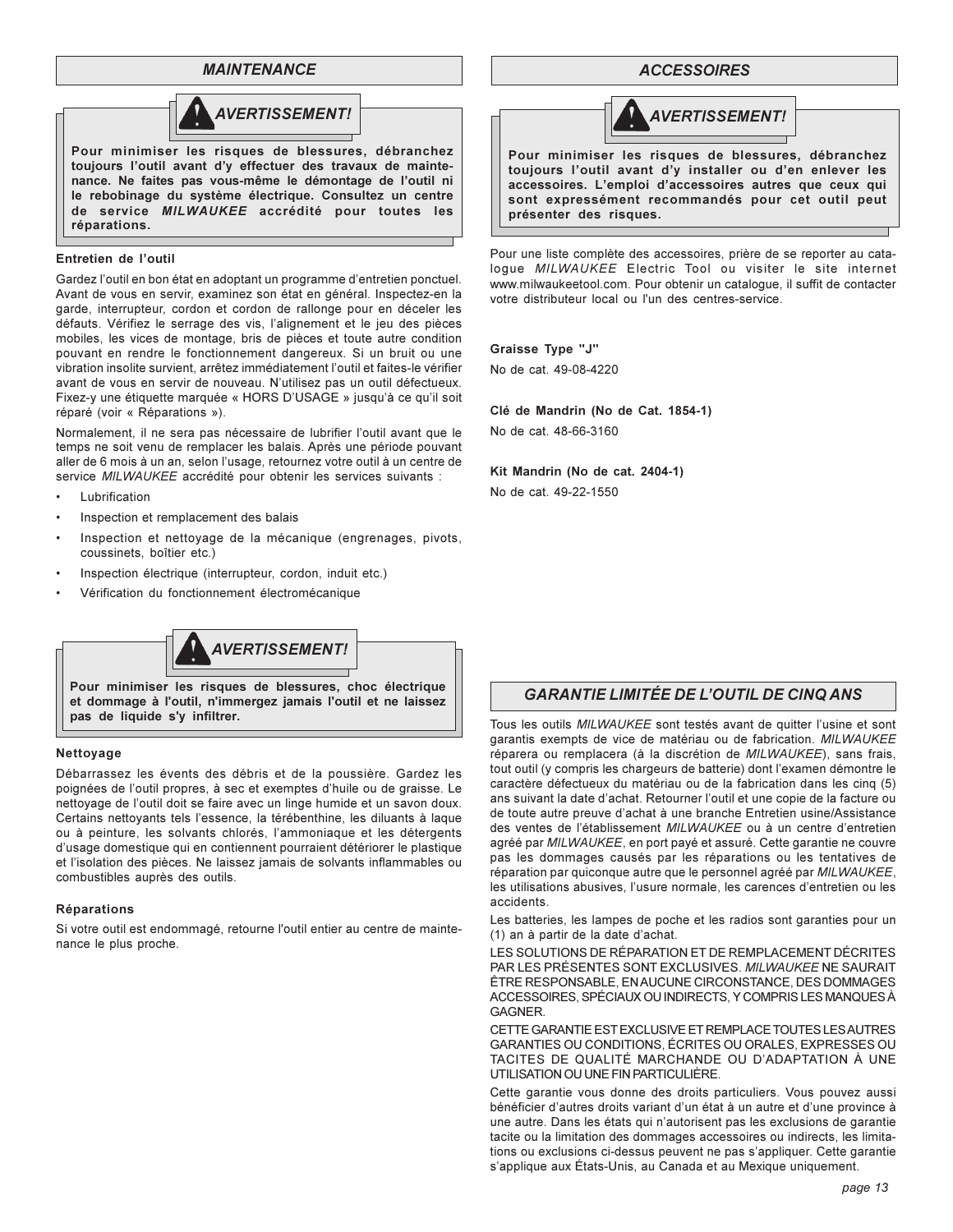## MAINTENANCE

**AVERTISSEMENT!**

**Pour minimiser les risques de blessures, débranchez toujours l'outil avant d'y effectuer des travaux de maintenance. Ne faites pas vous-même le démontage de l'outil ni le rebobinage du système électrique. Consultez un centre de service *MILWAUKEE* accrédité pour toutes les réparations.**

**Entretien de l'outil**

Gardez l'outil en bon état en adoptant un programme d'entretien ponctuel. Avant de vous en servir, examinez son état en général. Inspectez-en la garde, interrupteur, cordon et cordon de rallonge pour en déceler les défauts. Vérifiez le serrage des vis, l'alignement et le jeu des pièces mobiles, les vices de montage, bris de pièces et toute autre condition pouvant en rendre le fonctionnement dangereux. Si un bruit ou une vibration insolite survient, arrêtez immédiatement l'outil et faites-le vérifier avant de vous en servir de nouveau. N'utilisez pas un outil défectueux. Fixez-y une étiquette marquée « HORS D'USAGE » jusqu'à ce qu'il soit réparé (voir « Réparations »).

Normalement, il ne sera pas nécessaire de lubrifier l'outil avant que le temps ne soit venu de remplacer les balais. Après une période pouvant aller de 6 mois à un an, selon l'usage, retournez votre outil à un centre de service *MILWAUKEE* accrédité pour obtenir les services suivants :

- Lubrification
- Inspection et remplacement des balais
- Inspection et nettoyage de la mécanique (engrenages, pivots, coussinets, boîtier etc.)
- Inspection électrique (interrupteur, cordon, induit etc.)
- Vérification du fonctionnement électromécanique

**AVERTISSEMENT!**

**Pour minimiser les risques de blessures, choc électrique et dommage à l'outil, n'immergez jamais l'outil et ne laissez pas de liquide s'y infiltrer.**

**Nettoyage**

Débarrassez les évents des débris et de la poussière. Gardez les poignées de l'outil propres, à sec et exemptes d'huile ou de graisse. Le nettoyage de l'outil doit se faire avec un linge humide et un savon doux. Certains nettoyants tels l'essence, la térébenthine, les diluants à laque ou à peinture, les solvants chlorés, l'ammoniaque et les détergents d'usage domestique qui en contiennent pourraient détériorer le plastique et l'isolation des pièces. Ne laissez jamais de solvants inflammables ou combustibles auprès des outils.

**Réparations**

Si votre outil est endommagé, retourne l'outil entier au centre de maintenance le plus proche.

## ACCESSOIRES

**AVERTISSEMENT!**

**Pour minimiser les risques de blessures, débranchez toujours l'outil avant d'y installer ou d'en enlever les accessoires. L'emploi d'accessoires autres que ceux qui sont expressément recommandés pour cet outil peut présenter des risques.**

Pour une liste complète des accessoires, prière de se reporter au catalogue *MILWAUKEE* Electric Tool ou visiter le site internet www.milwaukeetool.com. Pour obtenir un catalogue, il suffit de contacter votre distributeur local ou l'un des centres-service.

**Graisse Type "J"**

No de cat. 49-08-4220

**Clé de Mandrin (No de Cat. 1854-1)**

No de cat. 48-66-3160

**Kit Mandrin (No de cat. 2404-1)**

No de cat. 49-22-1550

## GARANTIE LIMITÉE DE L'OUTIL DE CINQ ANS

Tous les outils *MILWAUKEE* sont testés avant de quitter l'usine et sont garantis exempts de vice de matériau ou de fabrication. *MILWAUKEE* réparera ou remplacera (à la discrétion de *MILWAUKEE*), sans frais, tout outil (y compris les chargeurs de batterie) dont l'examen démontre le caractère défectueux du matériau ou de la fabrication dans les cinq (5) ans suivant la date d'achat. Retourner l'outil et une copie de la facture ou de toute autre preuve d'achat à une branche Entretien usine/Assistance des ventes de l'établissement *MILWAUKEE* ou à un centre d'entretien agréé par *MILWAUKEE*, en port payé et assuré. Cette garantie ne couvre pas les dommages causés par les réparations ou les tentatives de réparation par quiconque autre que le personnel agréé par *MILWAUKEE*, les utilisations abusives, l'usure normale, les carences d'entretien ou les accidents.

Les batteries, les lampes de poche et les radios sont garanties pour un (1) an à partir de la date d'achat.

LES SOLUTIONS DE RÉPARATION ET DE REMPLACEMENT DÉCRITES PAR LES PRÉSENTES SONT EXCLUSIVES. *MILWAUKEE* NE SAURAIT ÊTRE RESPONSABLE, EN AUCUNE CIRCONSTANCE, DES DOMMAGES ACCESSOIRES, SPÉCIAUX OU INDIRECTS, Y COMPRIS LES MANQUES À GAGNER.

CETTE GARANTIE EST EXCLUSIVE ET REMPLACE TOUTES LES AUTRES GARANTIES OU CONDITIONS, ÉCRITES OU ORALES, EXPRESSES OU TACITES DE QUALITÉ MARCHANDE OU D'ADAPTATION À UNE UTILISATION OU UNE FIN PARTICULIÈRE.

Cette garantie vous donne des droits particuliers. Vous pouvez aussi bénéficier d'autres droits variant d'un état à un autre et d'une province à une autre. Dans les états qui n'autorisent pas les exclusions de garantie tacite ou la limitation des dommages accessoires ou indirects, les limitations ou exclusions ci-dessus peuvent ne pas s'appliquer. Cette garantie s'applique aux États-Unis, au Canada et au Mexique uniquement.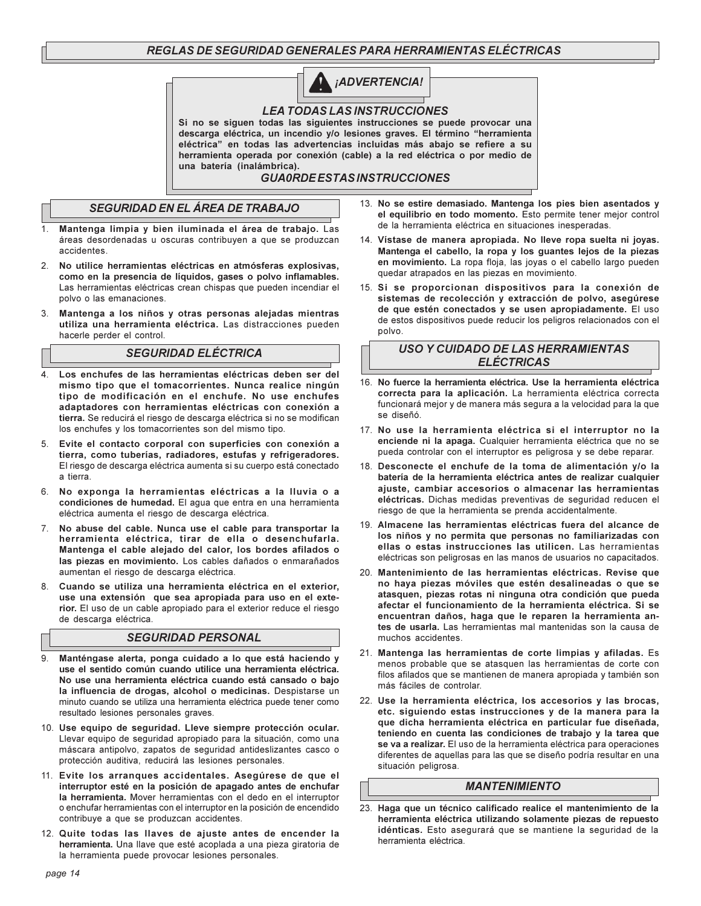## *REGLAS DE SEGURIDAD GENERALES PARA HERRAMIENTAS ELÉCTRICAS*

### *¡ADVERTENCIA!*

#### *LEA TODAS LAS INSTRUCCIONES*

**Si no se siguen todas las siguientes instrucciones se puede provocar una descarga eléctrica, un incendio y/o lesiones graves. El término "herramienta eléctrica" en todas las advertencias incluidas más abajo se refiere a su herramienta operada por conexión (cable) a la red eléctrica o por medio de una batería (inalámbrica).**

#### *GUA0RDE ESTAS INSTRUCCIONES*

### *SEGURIDAD EN EL ÁREA DE TRABAJO*

1. **Mantenga limpia y bien iluminada el área de trabajo.** Las áreas desordenadas u oscuras contribuyen a que se produzcan accidentes.
2. **No utilice herramientas eléctricas en atmósferas explosivas, como en la presencia de líquidos, gases o polvo inflamables.** Las herramientas eléctricas crean chispas que pueden incendiar el polvo o las emanaciones.
3. **Mantenga a los niños y otras personas alejadas mientras utiliza una herramienta eléctrica.** Las distracciones pueden hacerle perder el control.

### *SEGURIDAD ELÉCTRICA*

4. **Los enchufes de las herramientas eléctricas deben ser del mismo tipo que el tomacorrientes. Nunca realice ningún tipo de modificación en el enchufe. No use enchufes adaptadores con herramientas eléctricas con conexión a tierra.** Se reducirá el riesgo de descarga eléctrica si no se modifican los enchufes y los tomacorrientes son del mismo tipo.
5. **Evite el contacto corporal con superficies con conexión a tierra, como tuberías, radiadores, estufas y refrigeradores.** El riesgo de descarga eléctrica aumenta si su cuerpo está conectado a tierra.
6. **No exponga la herramientas eléctricas a la lluvia o a condiciones de humedad.** El agua que entra en una herramienta eléctrica aumenta el riesgo de descarga eléctrica.
7. **No abuse del cable. Nunca use el cable para transportar la herramienta eléctrica, tirar de ella o desenchufarla. Mantenga el cable alejado del calor, los bordes afilados o las piezas en movimiento.** Los cables dañados o enmarañados aumentan el riesgo de descarga eléctrica.
8. **Cuando se utiliza una herramienta eléctrica en el exterior, use una extensión que sea apropiada para uso en el exterior.** El uso de un cable apropiado para el exterior reduce el riesgo de descarga eléctrica.

### *SEGURIDAD PERSONAL*

9. **Manténgase alerta, ponga cuidado a lo que está haciendo y use el sentido común cuando utilice una herramienta eléctrica. No use una herramienta eléctrica cuando está cansado o bajo la influencia de drogas, alcohol o medicinas.** Despistarse un minuto cuando se utiliza una herramienta eléctrica puede tener como resultado lesiones personales graves.
10. **Use equipo de seguridad. Lleve siempre protección ocular.** Llevar equipo de seguridad apropiado para la situación, como una máscara antipolvo, zapatos de seguridad antideslizantes casco o protección auditiva, reducirá las lesiones personales.
11. **Evite los arranques accidentales. Asegúrese de que el interruptor esté en la posición de apagado antes de enchufar la herramienta.** Mover herramientas con el dedo en el interruptor o enchufar herramientas con el interruptor en la posición de encendido contribuye a que se produzcan accidentes.
12. **Quite todas las llaves de ajuste antes de encender la herramienta.** Una llave que esté acoplada a una pieza giratoria de la herramienta puede provocar lesiones personales.
13. **No se estire demasiado. Mantenga los pies bien asentados y el equilibrio en todo momento.** Esto permite tener mejor control de la herramienta eléctrica en situaciones inesperadas.
14. **Vístase de manera apropiada. No lleve ropa suelta ni joyas. Mantenga el cabello, la ropa y los guantes lejos de la piezas en movimiento.** La ropa floja, las joyas o el cabello largo pueden quedar atrapados en las piezas en movimiento.
15. **Si se proporcionan dispositivos para la conexión de sistemas de recolección y extracción de polvo, asegúrese de que estén conectados y se usen apropiadamente.** El uso de estos dispositivos puede reducir los peligros relacionados con el polvo.

### *USO Y CUIDADO DE LAS HERRAMIENTAS ELÉCTRICAS*

16. **No fuerce la herramienta eléctrica. Use la herramienta eléctrica correcta para la aplicación.** La herramienta eléctrica correcta funcionará mejor y de manera más segura a la velocidad para la que se diseñó.
17. **No use la herramienta eléctrica si el interruptor no la enciende ni la apaga.** Cualquier herramienta eléctrica que no se pueda controlar con el interruptor es peligrosa y se debe reparar.
18. **Desconecte el enchufe de la toma de alimentación y/o la batería de la herramienta eléctrica antes de realizar cualquier ajuste, cambiar accesorios o almacenar las herramientas eléctricas.** Dichas medidas preventivas de seguridad reducen el riesgo de que la herramienta se prenda accidentalmente.
19. **Almacene las herramientas eléctricas fuera del alcance de los niños y no permita que personas no familiarizadas con ellas o estas instrucciones las utilicen.** Las herramientas eléctricas son peligrosas en las manos de usuarios no capacitados.
20. **Mantenimiento de las herramientas eléctricas. Revise que no haya piezas móviles que estén desalineadas o que se atasquen, piezas rotas ni ninguna otra condición que pueda afectar el funcionamiento de la herramienta eléctrica. Si se encuentran daños, haga que le reparen la herramienta antes de usarla.** Las herramientas mal mantenidas son la causa de muchos accidentes.
21. **Mantenga las herramientas de corte limpias y afiladas.** Es menos probable que se atasquen las herramientas de corte con filos afilados que se mantienen de manera apropiada y también son más fáciles de controlar.
22. **Use la herramienta eléctrica, los accesorios y las brocas, etc. siguiendo estas instrucciones y de la manera para la que dicha herramienta eléctrica en particular fue diseñada, teniendo en cuenta las condiciones de trabajo y la tarea que se va a realizar.** El uso de la herramienta eléctrica para operaciones diferentes de aquellas para las que se diseño podría resultar en una situación peligrosa.

### *MANTENIMIENTO*

23. **Haga que un técnico calificado realice el mantenimiento de la herramienta eléctrica utilizando solamente piezas de repuesto idénticas.** Esto asegurará que se mantiene la seguridad de la herramienta eléctrica.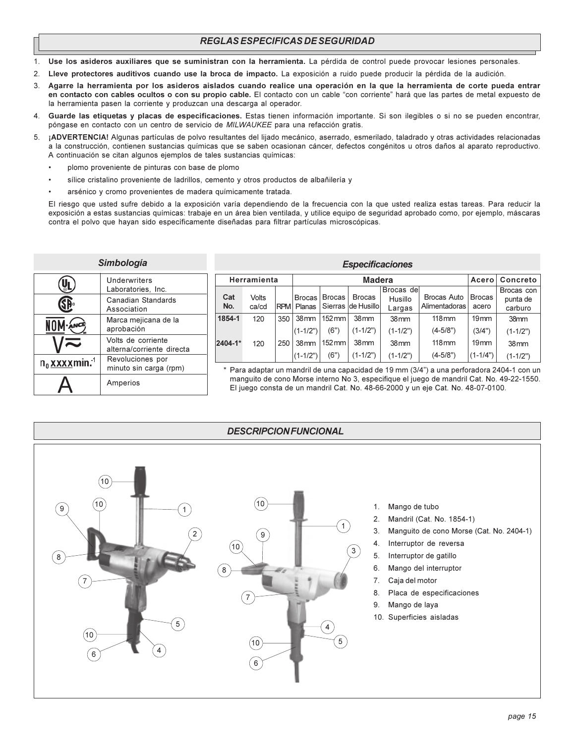## REGLAS ESPECIFICAS DE SEGURIDAD

1. **Use los asideros auxiliares que se suministran con la herramienta.** La pérdida de control puede provocar lesiones personales.
2. **Lleve protectores auditivos cuando use la broca de impacto.** La exposición a ruido puede producir la pérdida de la audición.
3. **Agarre la herramienta por los asideros aislados cuando realice una operación en la que la herramienta de corte pueda entrar en contacto con cables ocultos o con su propio cable.** El contacto con un cable "con corriente" hará que las partes de metal expuesto de la herramienta pasen la corriente y produzcan una descarga al operador.
4. **Guarde las etiquetas y placas de especificaciones.** Estas tienen información importante. Si son ilegibles o si no se pueden encontrar, póngase en contacto con un centro de servicio de *MILWAUKEE* para una refacción gratis.
5. **¡ADVERTENCIA!** Algunas partículas de polvo resultantes del lijado mecánico, aserrado, esmerilado, taladrado y otras actividades relacionadas a la construcción, contienen sustancias químicas que se saben ocasionan cáncer, defectos congénitos u otros daños al aparato reproductivo. A continuación se citan algunos ejemplos de tales sustancias químicas:
   - plomo proveniente de pinturas con base de plomo
   - sílice cristalino proveniente de ladrillos, cemento y otros productos de albañilería y
   - arsénico y cromo provenientes de madera químicamente tratada.

   El riesgo que usted sufre debido a la exposición varía dependiendo de la frecuencia con la que usted realiza estas tareas. Para reducir la exposición a estas sustancias químicas: trabaje en un área bien ventilada, y utilice equipo de seguridad aprobado como, por ejemplo, máscaras contra el polvo que hayan sido especificamente diseñadas para filtrar partículas microscópicas.

## Simbología

| Símbolo | Descripción |
|---|---|
| UL | Underwriters Laboratories, Inc. |
| CSA | Canadian Standards Association |
| NOM-ANCE | Marca mejicana de la aprobación |
| V≈ | Volts de corriente alterna/corriente directa |
| $n_0$ xxxx min.$^{-1}$ | Revoluciones por minuto sin carga (rpm) |
| A | Amperios |

## Especificaciones

| Herramienta | | | Madera | | | | | Acero | Concreto |
|---|---|---|---|---|---|---|---|---|---|
| Cat No. | Volts ca/cd | RPM | Brocas Planas | Brocas Sierras | Brocas de Husillo | Brocas de Husillo Largas | Brocas Auto Alimentadoras | Brocas acero | Brocas con punta de carburo |
| 1854-1 | 120 | 350 | 38 mm (1-1/2") | 152 mm (6") | 38 mm (1-1/2") | 38 mm (1-1/2") | 118 mm (4-5/8") | 19 mm (3/4") | 38 mm (1-1/2") |
| 2404-1* | 120 | 250 | 38 mm (1-1/2") | 152 mm (6") | 38 mm (1-1/2") | 38 mm (1-1/2") | 118 mm (4-5/8") | 19 mm (1-1/4") | 38 mm (1-1/2") |

\* Para adaptar un mandril de una capacidad de 19 mm (3/4") a una perforadora 2404-1 con un manguito de cono Morse interno No 3, especifique el juego de mandril Cat. No. 49-22-1550. El juego consta de un mandril Cat. No. 48-66-2000 y un eje Cat. No. 48-07-0100.

## DESCRIPCION FUNCIONAL

1. Mango de tubo
2. Mandril (Cat. No. 1854-1)
3. Manguito de cono Morse (Cat. No. 2404-1)
4. Interruptor de reversa
5. Interruptor de gatillo
6. Mango del interruptor
7. Caja del motor
8. Placa de especificaciones
9. Mango de laya
10. Superficies aisladas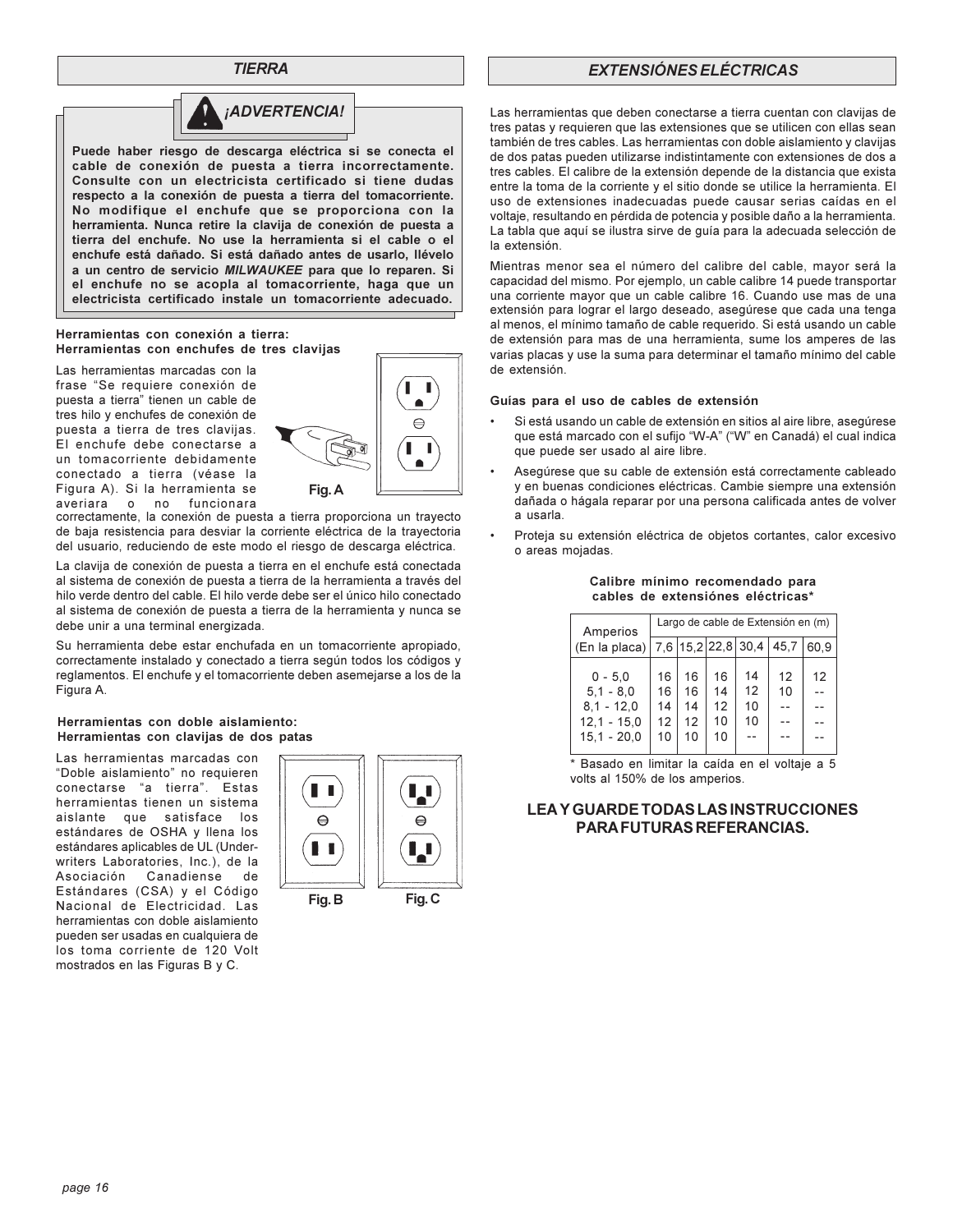## TIERRA

### ¡ADVERTENCIA!

**Puede haber riesgo de descarga eléctrica si se conecta el cable de conexión de puesta a tierra incorrectamente. Consulte con un electricista certificado si tiene dudas respecto a la conexión de puesta a tierra del tomacorriente. No modifique el enchufe que se proporciona con la herramienta. Nunca retire la clavija de conexión de puesta a tierra del enchufe. No use la herramienta si el cable o el enchufe está dañado. Si está dañado antes de usarlo, llévelo a un centro de servicio *MILWAUKEE* para que lo reparen. Si el enchufe no se acopla al tomacorriente, haga que un electricista certificado instale un tomacorriente adecuado.**

**Herramientas con conexión a tierra: Herramientas con enchufes de tres clavijas**

Las herramientas marcadas con la frase "Se requiere conexión de puesta a tierra" tienen un cable de tres hilo y enchufes de conexión de puesta a tierra de tres clavijas. El enchufe debe conectarse a un tomacorriente debidamente conectado a tierra (véase la Figura A). Si la herramienta se averiara o no funcionara correctamente, la conexión de puesta a tierra proporciona un trayecto de baja resistencia para desviar la corriente eléctrica de la trayectoria del usuario, reduciendo de este modo el riesgo de descarga eléctrica.

Fig. A

La clavija de conexión de puesta a tierra en el enchufe está conectada al sistema de conexión de puesta a tierra de la herramienta a través del hilo verde dentro del cable. El hilo verde debe ser el único hilo conectado al sistema de conexión de puesta a tierra de la herramienta y nunca se debe unir a una terminal energizada.

Su herramienta debe estar enchufada en un tomacorriente apropiado, correctamente instalado y conectado a tierra según todos los códigos y reglamentos. El enchufe y el tomacorriente deben asemejarse a los de la Figura A.

**Herramientas con doble aislamiento: Herramientas con clavijas de dos patas**

Las herramientas marcadas con "Doble aislamiento" no requieren conectarse "a tierra". Estas herramientas tienen un sistema aislante que satisface los estándares de OSHA y llena los estándares aplicables de UL (Underwriters Laboratories, Inc.), de la Asociación Canadiense de Estándares (CSA) y el Código Nacional de Electricidad. Las herramientas con doble aislamiento pueden ser usadas en cualquiera de los toma corriente de 120 Volt mostrados en las Figuras B y C.

Fig. B Fig. C

## EXTENSIÓNES ELÉCTRICAS

Las herramientas que deben conectarse a tierra cuentan con clavijas de tres patas y requieren que las extensiones que se utilicen con ellas sean también de tres cables. Las herramientas con doble aislamiento y clavijas de dos patas pueden utilizarse indistintamente con extensiones de dos a tres cables. El calibre de la extensión depende de la distancia que exista entre la toma de la corriente y el sitio donde se utilice la herramienta. El uso de extensiones inadecuadas puede causar serias caídas en el voltaje, resultando en pérdida de potencia y posible daño a la herramienta. La tabla que aquí se ilustra sirve de guía para la adecuada selección de la extensión.

Mientras menor sea el número del calibre del cable, mayor será la capacidad del mismo. Por ejemplo, un cable calibre 14 puede transportar una corriente mayor que un cable calibre 16. Cuando use mas de una extensión para lograr el largo deseado, asegúrese que cada una tenga al menos, el mínimo tamaño de cable requerido. Si está usando un cable de extensión para mas de una herramienta, sume los amperes de las varias placas y use la suma para determinar el tamaño mínimo del cable de extensión.

**Guías para el uso de cables de extensión**

- Si está usando un cable de extensión en sitios al aire libre, asegúrese que está marcado con el sufijo "W-A" ("W" en Canadá) el cual indica que puede ser usado al aire libre.
- Asegúrese que su cable de extensión está correctamente cableado y en buenas condiciones eléctricas. Cambie siempre una extensión dañada o hágala reparar por una persona calificada antes de volver a usarla.
- Proteja su extensión eléctrica de objetos cortantes, calor excesivo o areas mojadas.

**Calibre mínimo recomendado para cables de extensiónes eléctricas\***

| Amperios (En la placa) | Largo de cable de Extensión en (m) | | | | | |
|---|---|---|---|---|---|---|
| | 7,6 | 15,2 | 22,8 | 30,4 | 45,7 | 60,9 |
| 0 - 5,0 | 16 | 16 | 16 | 14 | 12 | 12 |
| 5,1 - 8,0 | 16 | 16 | 14 | 12 | 10 | -- |
| 8,1 - 12,0 | 14 | 14 | 12 | 10 | -- | -- |
| 12,1 - 15,0 | 12 | 12 | 10 | 10 | -- | -- |
| 15,1 - 20,0 | 10 | 10 | 10 | -- | -- | -- |

\* Basado en limitar la caída en el voltaje a 5 volts al 150% de los amperios.

**LEA Y GUARDE TODAS LAS INSTRUCCIONES PARA FUTURAS REFERANCIAS.**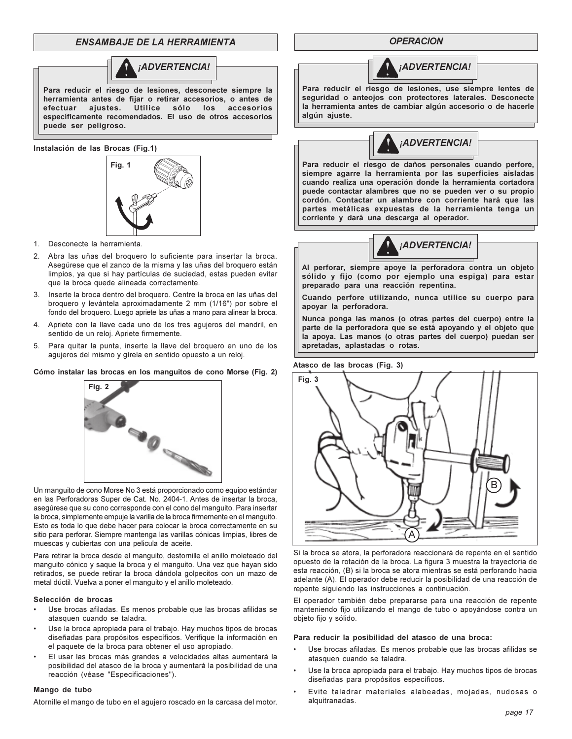## ENSAMBAJE DE LA HERRAMIENTA

**¡ADVERTENCIA!**

**Para reducir el riesgo de lesiones, desconecte siempre la herramienta antes de fijar o retirar accesorios, o antes de efectuar ajustes. Utilice sólo los accesorios específicamente recomendados. El uso de otros accesorios puede ser peligroso.**

**Instalación de las Brocas (Fig.1)**

Fig. 1

1. Desconecte la herramienta.
2. Abra las uñas del broquero lo suficiente para insertar la broca. Asegúrese que el zanco de la misma y las uñas del broquero están limpios, ya que si hay partículas de suciedad, estas pueden evitar que la broca quede alineada correctamente.
3. Inserte la broca dentro del broquero. Centre la broca en las uñas del broquero y levántela aproximadamente 2 mm (1/16") por sobre el fondo del broquero. Luego apriete las uñas a mano para alinear la broca.
4. Apriete con la llave cada uno de los tres agujeros del mandril, en sentido de un reloj. Apriete firmemente.
5. Para quitar la punta, inserte la llave del broquero en uno de los agujeros del mismo y gírela en sentido opuesto a un reloj.

**Cómo instalar las brocas en los manguitos de cono Morse (Fig. 2)**

Fig. 2

Un manguito de cono Morse No 3 está proporcionado como equipo estándar en las Perforadoras Super de Cat. No. 2404-1. Antes de insertar la broca, asegúrese que su cono corresponde con el cono del manguito. Para insertar la broca, simplemente empuje la varilla de la broca firmemente en el manguito. Esto es toda lo que debe hacer para colocar la broca correctamente en su sitio para perforar. Siempre mantenga las varillas cónicas limpias, libres de muescas y cubiertas con una pelicula de aceite.

Para retirar la broca desde el manguito, destornille el anillo moleteado del manguito cónico y saque la broca y el manguito. Una vez que hayan sido retirados, se puede retirar la broca dándola golpecitos con un mazo de metal dúctil. Vuelva a poner el manguito y el anillo moleteado.

**Selección de brocas**

- Use brocas afiladas. Es menos probable que las brocas afilidas se atasquen cuando se taladra.
- Use la broca apropiada para el trabajo. Hay muchos tipos de brocas diseñadas para propósitos específicos. Verifique la información en el paquete de la broca para obtener el uso apropiado.
- El usar las brocas más grandes a velocidades altas aumentará la posibilidad del atasco de la broca y aumentará la posibilidad de una reacción (véase "Especificaciones").

**Mango de tubo**

Atornille el mango de tubo en el agujero roscado en la carcasa del motor.

## OPERACION

**¡ADVERTENCIA!**

**Para reducir el riesgo de lesiones, use siempre lentes de seguridad o anteojos con protectores laterales. Desconecte la herramienta antes de cambiar algún accesorio o de hacerle algún ajuste.**

**¡ADVERTENCIA!**

**Para reducir el riesgo de daños personales cuando perfore, siempre agarre la herramienta por las superficies aisladas cuando realiza una operación donde la herramienta cortadora puede contactar alambres que no se pueden ver o su propio cordón. Contactar un alambre con corriente hará que las partes metálicas expuestas de la herramienta tenga un corriente y dará una descarga al operador.**

**¡ADVERTENCIA!**

**Al perforar, siempre apoye la perforadora contra un objeto sólido y fijo (como por ejemplo una espiga) para estar preparado para una reacción repentina.**

**Cuando perfore utilizando, nunca utilice su cuerpo para apoyar la perforadora.**

**Nunca ponga las manos (o otras partes del cuerpo) entre la parte de la perforadora que se está apoyando y el objeto que la apoya. Las manos (o otras partes del cuerpo) puedan ser apretadas, aplastadas o rotas.**

**Atasco de las brocas (Fig. 3)**

Fig. 3

Si la broca se atora, la perforadora reaccionará de repente en el sentido opuesto de la rotación de la broca. La figura 3 muestra la trayectoria de esta reacción, (B) si la broca se atora mientras se está perforando hacia adelante (A). El operador debe reducir la posibilidad de una reacción de repente siguiendo las instrucciones a continuación.

El operador también debe prepararse para una reacción de repente manteniendo fijo utilizando el mango de tubo o apoyándose contra un objeto fijo y sólido.

**Para reducir la posibilidad del atasco de una broca:**

- Use brocas afiladas. Es menos probable que las brocas afilidas se atasquen cuando se taladra.
- Use la broca apropiada para el trabajo. Hay muchos tipos de brocas diseñadas para propósitos específicos.
- Evite taladrar materiales alabeadas, mojadas, nudosas o alquitranadas.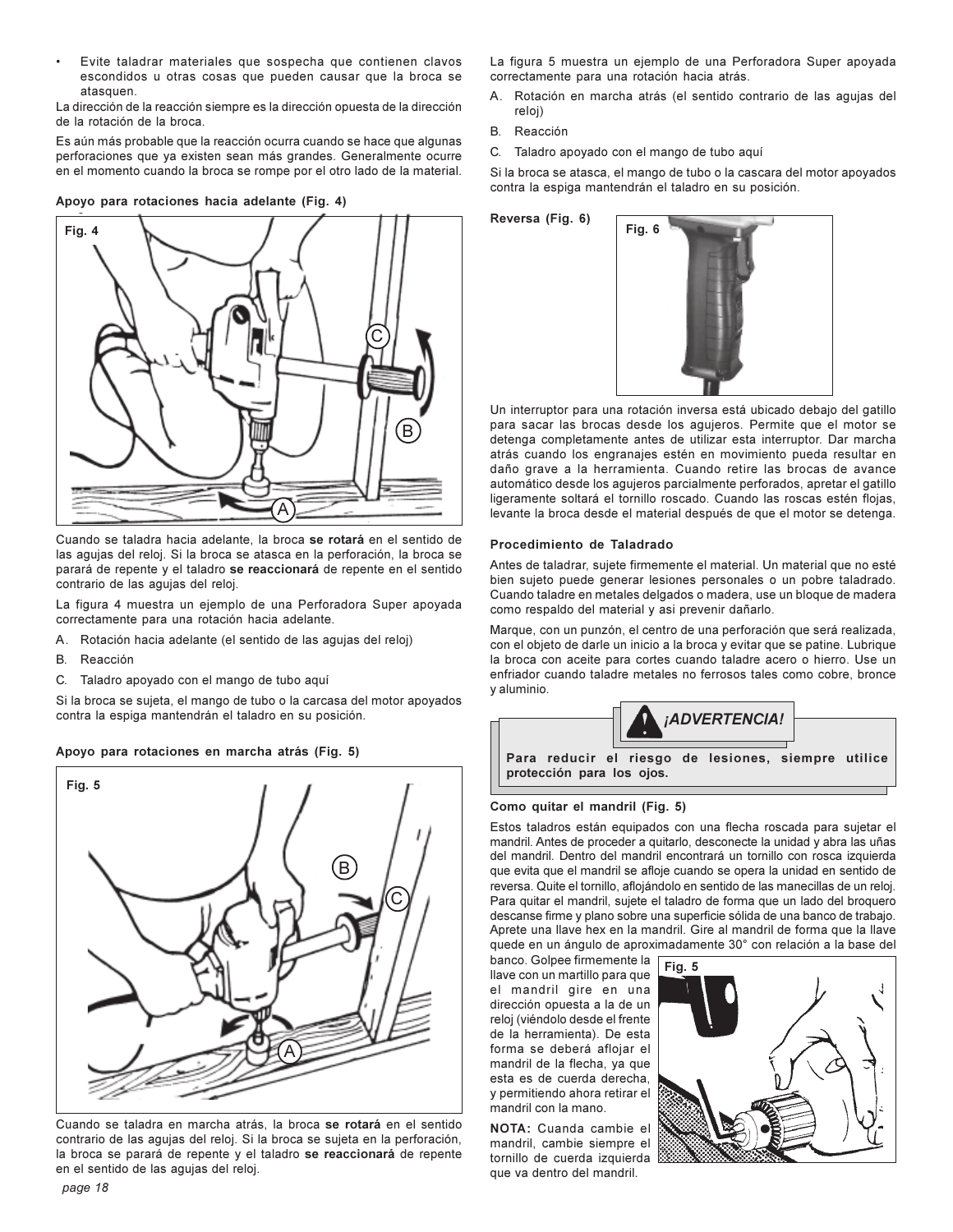- Evite taladrar materiales que sospecha que contienen clavos escondidos u otras cosas que pueden causar que la broca se atasquen.

La dirección de la reacción siempre es la dirección opuesta de la dirección de la rotación de la broca.

Es aún más probable que la reacción ocurra cuando se hace que algunas perforaciones que ya existen sean más grandes. Generalmente ocurre en el momento cuando la broca se rompe por el otro lado de la material.

#### Apoyo para rotaciones hacia adelante (Fig. 4)

Fig. 4

Cuando se taladra hacia adelante, la broca **se rotará** en el sentido de las agujas del reloj. Si la broca se atasca en la perforación, la broca se parará de repente y el taladro **se reaccionará** de repente en el sentido contrario de las agujas del reloj.

La figura 4 muestra un ejemplo de una Perforadora Super apoyada correctamente para una rotación hacia adelante.

A. Rotación hacia adelante (el sentido de las agujas del reloj)
B. Reacción
C. Taladro apoyado con el mango de tubo aquí

Si la broca se sujeta, el mango de tubo o la carcasa del motor apoyados contra la espiga mantendrán el taladro en su posición.

#### Apoyo para rotaciones en marcha atrás (Fig. 5)

Fig. 5

Cuando se taladra en marcha atrás, la broca **se rotará** en el sentido contrario de las agujas del reloj. Si la broca se sujeta en la perforación, la broca se parará de repente y el taladro **se reaccionará** de repente en el sentido de las agujas del reloj.

La figura 5 muestra un ejemplo de una Perforadora Super apoyada correctamente para una rotación hacia atrás.

A. Rotación en marcha atrás (el sentido contrario de las agujas del reloj)
B. Reacción
C. Taladro apoyado con el mango de tubo aquí

Si la broca se atasca, el mango de tubo o la cascara del motor apoyados contra la espiga mantendrán el taladro en su posición.

#### Reversa (Fig. 6)

Fig. 6

Un interruptor para una rotación inversa está ubicado debajo del gatillo para sacar las brocas desde los agujeros. Permite que el motor se detenga completamente antes de utilizar esta interruptor. Dar marcha atrás cuando los engranajes estén en movimiento pueda resultar en daño grave a la herramienta. Cuando retire las brocas de avance automático desde los agujeros parcialmente perforados, apretar el gatillo ligeramente soltará el tornillo roscado. Cuando las roscas estén flojas, levante la broca desde el material después de que el motor se detenga.

#### Procedimiento de Taladrado

Antes de taladrar, sujete firmemente el material. Un material que no esté bien sujeto puede generar lesiones personales o un pobre taladrado. Cuando taladre en metales delgados o madera, use un bloque de madera como respaldo del material y asi prevenir dañarlo.

Marque, con un punzón, el centro de una perforación que será realizada, con el objeto de darle un inicio a la broca y evitar que se patine. Lubrique la broca con aceite para cortes cuando taladre acero o hierro. Use un enfriador cuando taladre metales no ferrosos tales como cobre, bronce y aluminio.

> *¡ADVERTENCIA!*
>
> **Para reducir el riesgo de lesiones, siempre utilice protección para los ojos.**

#### Como quitar el mandril (Fig. 5)

Estos taladros están equipados con una flecha roscada para sujetar el mandril. Antes de proceder a quitarlo, desconecte la unidad y abra las uñas del mandril. Dentro del mandril encontrará un tornillo con rosca izquierda que evita que el mandril se afloje cuando se opera la unidad en sentido de reversa. Quite el tornillo, aflojándolo en sentido de las manecillas de un reloj. Para quitar el mandril, sujete el taladro de forma que un lado del broquero descanse firme y plano sobre una superficie sólida de una banco de trabajo. Aprete una llave hex en la mandril. Gire al mandril de forma que la llave quede en un ángulo de aproximadamente 30° con relación a la base del banco. Golpee firmemente la llave con un martillo para que el mandril gire en una dirección opuesta a la de un reloj (viéndolo desde el frente de la herramienta). De esta forma se deberá aflojar el mandril de la flecha, ya que esta es de cuerda derecha, y permitiendo ahora retirar el mandril con la mano.

Fig. 5

**NOTA:** Cuanda cambie el mandril, cambie siempre el tornillo de cuerda izquierda que va dentro del mandril.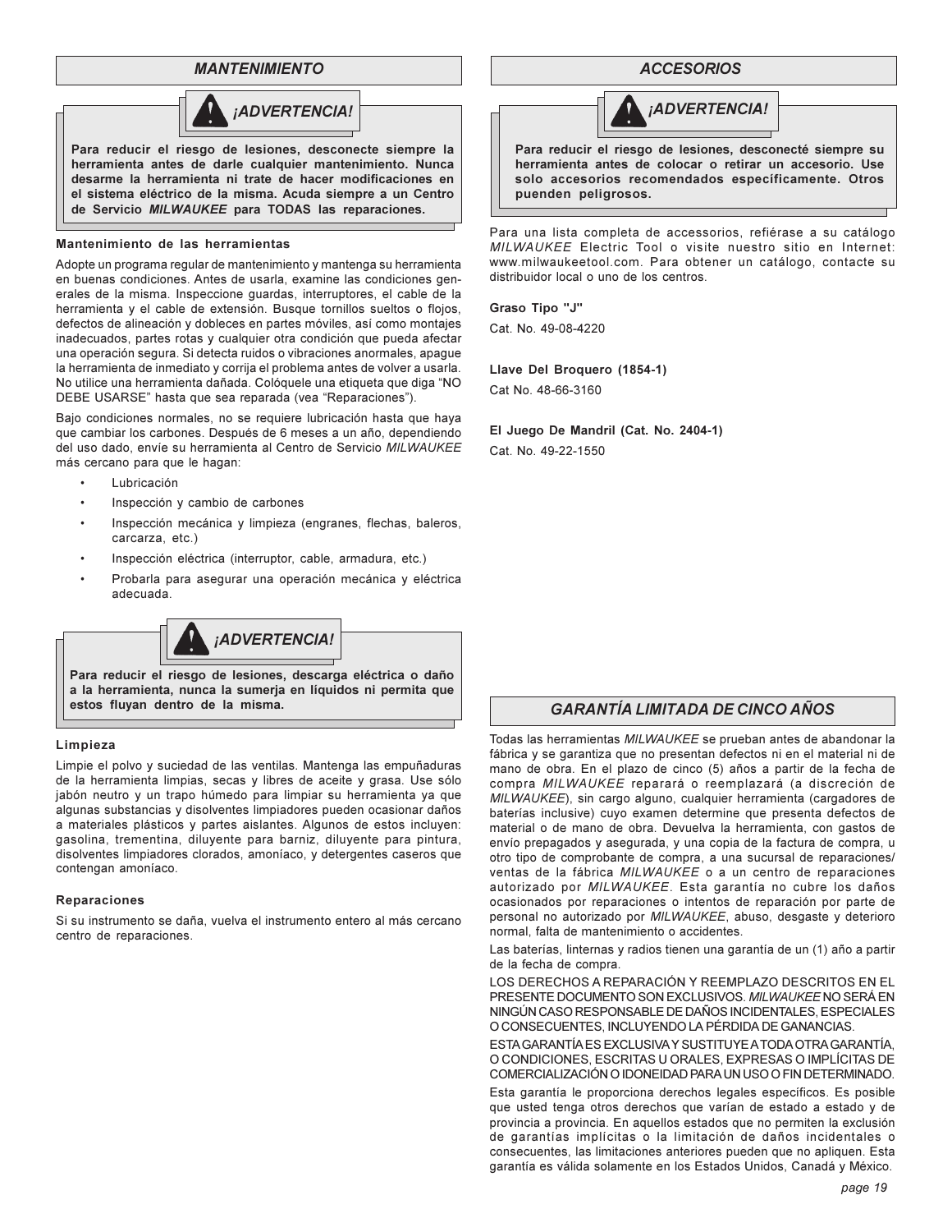## *MANTENIMIENTO*

### ⚠ *¡ADVERTENCIA!*

**Para reducir el riesgo de lesiones, desconecte siempre la herramienta antes de darle cualquier mantenimiento. Nunca desarme la herramienta ni trate de hacer modificaciones en el sistema eléctrico de la misma. Acuda siempre a un Centro de Servicio *MILWAUKEE* para TODAS las reparaciones.**

**Mantenimiento de las herramientas**

Adopte un programa regular de mantenimiento y mantenga su herramienta en buenas condiciones. Antes de usarla, examine las condiciones generales de la misma. Inspeccione guardas, interruptores, el cable de la herramienta y el cable de extensión. Busque tornillos sueltos o flojos, defectos de alineación y dobleces en partes móviles, así como montajes inadecuados, partes rotas y cualquier otra condición que pueda afectar una operación segura. Si detecta ruidos o vibraciones anormales, apague la herramienta de inmediato y corrija el problema antes de volver a usarla. No utilice una herramienta dañada. Colóquele una etiqueta que diga "NO DEBE USARSE" hasta que sea reparada (vea "Reparaciones").

Bajo condiciones normales, no se requiere lubricación hasta que haya que cambiar los carbones. Después de 6 meses a un año, dependiendo del uso dado, envíe su herramienta al Centro de Servicio *MILWAUKEE* más cercano para que le hagan:

- Lubricación
- Inspección y cambio de carbones
- Inspección mecánica y limpieza (engranes, flechas, baleros, carcarza, etc.)
- Inspección eléctrica (interruptor, cable, armadura, etc.)
- Probarla para asegurar una operación mecánica y eléctrica adecuada.

### ⚠ *¡ADVERTENCIA!*

**Para reducir el riesgo de lesiones, descarga eléctrica o daño a la herramienta, nunca la sumerja en líquidos ni permita que estos fluyan dentro de la misma.**

**Limpieza**

Limpie el polvo y suciedad de las ventilas. Mantenga las empuñaduras de la herramienta limpias, secas y libres de aceite y grasa. Use sólo jabón neutro y un trapo húmedo para limpiar su herramienta ya que algunas substancias y disolventes limpiadores pueden ocasionar daños a materiales plásticos y partes aislantes. Algunos de estos incluyen: gasolina, trementina, diluyente para barniz, diluyente para pintura, disolventes limpiadores clorados, amoníaco, y detergentes caseros que contengan amoníaco.

**Reparaciones**

Si su instrumento se daña, vuelva el instrumento entero al más cercano centro de reparaciones.

## *ACCESORIOS*

### ⚠ *¡ADVERTENCIA!*

**Para reducir el riesgo de lesiones, desconecté siempre su herramienta antes de colocar o retirar un accesorio. Use solo accesorios recomendados específicamente. Otros puenden peligrosos.**

Para una lista completa de accessorios, refiérase a su catálogo *MILWAUKEE* Electric Tool o visite nuestro sitio en Internet: www.milwaukeetool.com. Para obtener un catálogo, contacte su distribuidor local o uno de los centros.

**Graso Tipo "J"**

Cat. No. 49-08-4220

**Llave Del Broquero (1854-1)**

Cat No. 48-66-3160

**El Juego De Mandril (Cat. No. 2404-1)**

Cat. No. 49-22-1550

## *GARANTÍA LIMITADA DE CINCO AÑOS*

Todas las herramientas *MILWAUKEE* se prueban antes de abandonar la fábrica y se garantiza que no presentan defectos ni en el material ni de mano de obra. En el plazo de cinco (5) años a partir de la fecha de compra *MILWAUKEE* reparará o reemplazará (a discreción de *MILWAUKEE*), sin cargo alguno, cualquier herramienta (cargadores de baterías inclusive) cuyo examen determine que presenta defectos de material o de mano de obra. Devuelva la herramienta, con gastos de envío prepagados y asegurada, y una copia de la factura de compra, u otro tipo de comprobante de compra, a una sucursal de reparaciones/ventas de la fábrica *MILWAUKEE* o a un centro de reparaciones autorizado por *MILWAUKEE*. Esta garantía no cubre los daños ocasionados por reparaciones o intentos de reparación por parte de personal no autorizado por *MILWAUKEE*, abuso, desgaste y deterioro normal, falta de mantenimiento o accidentes.

Las baterías, linternas y radios tienen una garantía de un (1) año a partir de la fecha de compra.

LOS DERECHOS A REPARACIÓN Y REEMPLAZO DESCRITOS EN EL PRESENTE DOCUMENTO SON EXCLUSIVOS. *MILWAUKEE* NO SERÁ EN NINGÚN CASO RESPONSABLE DE DAÑOS INCIDENTALES, ESPECIALES O CONSECUENTES, INCLUYENDO LA PÉRDIDA DE GANANCIAS.

ESTA GARANTÍA ES EXCLUSIVA Y SUSTITUYE A TODA OTRA GARANTÍA, O CONDICIONES, ESCRITAS U ORALES, EXPRESAS O IMPLÍCITAS DE COMERCIALIZACIÓN O IDONEIDAD PARA UN USO O FIN DETERMINADO.

Esta garantía le proporciona derechos legales específicos. Es posible que usted tenga otros derechos que varían de estado a estado y de provincia a provincia. En aquellos estados que no permiten la exclusión de garantías implícitas o la limitación de daños incidentales o consecuentes, las limitaciones anteriores pueden que no apliquen. Esta garantía es válida solamente en los Estados Unidos, Canadá y México.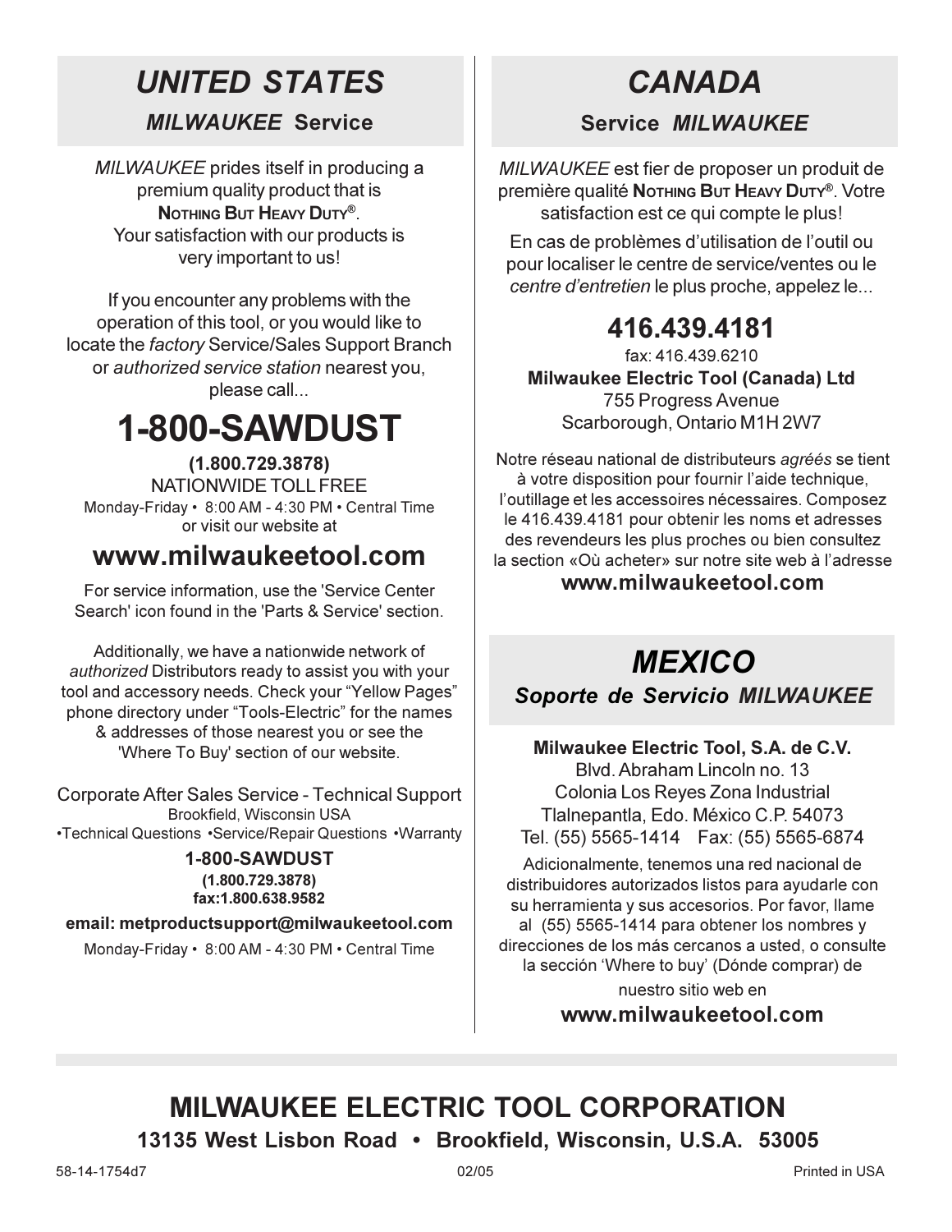# *UNITED STATES*

### *MILWAUKEE* Service

*MILWAUKEE* prides itself in producing a premium quality product that is NOTHING BUT HEAVY DUTY®. Your satisfaction with our products is very important to us!

If you encounter any problems with the operation of this tool, or you would like to locate the *factory* Service/Sales Support Branch or *authorized service station* nearest you, please call...

# 1-800-SAWDUST

**(1.800.729.3878)**
NATIONWIDE TOLL FREE
Monday-Friday • 8:00 AM - 4:30 PM • Central Time
or visit our website at

## www.milwaukeetool.com

For service information, use the 'Service Center Search' icon found in the 'Parts & Service' section.

Additionally, we have a nationwide network of *authorized* Distributors ready to assist you with your tool and accessory needs. Check your "Yellow Pages" phone directory under "Tools-Electric" for the names & addresses of those nearest you or see the 'Where To Buy' section of our website.

Corporate After Sales Service - Technical Support
Brookfield, Wisconsin USA
•Technical Questions •Service/Repair Questions •Warranty

**1-800-SAWDUST**
**(1.800.729.3878)**
**fax:1.800.638.9582**

**email: metproductsupport@milwaukeetool.com**

Monday-Friday • 8:00 AM - 4:30 PM • Central Time

# *CANADA*

### Service *MILWAUKEE*

*MILWAUKEE* est fier de proposer un produit de première qualité NOTHING BUT HEAVY DUTY®. Votre satisfaction est ce qui compte le plus!

En cas de problèmes d'utilisation de l'outil ou pour localiser le centre de service/ventes ou le *centre d'entretien* le plus proche, appelez le...

## 416.439.4181

fax: 416.439.6210
**Milwaukee Electric Tool (Canada) Ltd**
755 Progress Avenue
Scarborough, Ontario M1H 2W7

Notre réseau national de distributeurs *agréés* se tient à votre disposition pour fournir l'aide technique, l'outillage et les accessoires nécessaires. Composez le 416.439.4181 pour obtenir les noms et adresses des revendeurs les plus proches ou bien consultez la section «Où acheter» sur notre site web à l'adresse

**www.milwaukeetool.com**

# *MEXICO*

### *Soporte de Servicio MILWAUKEE*

**Milwaukee Electric Tool, S.A. de C.V.**
Blvd. Abraham Lincoln no. 13
Colonia Los Reyes Zona Industrial
Tlalnepantla, Edo. México C.P. 54073
Tel. (55) 5565-1414 Fax: (55) 5565-6874

Adicionalmente, tenemos una red nacional de distribuidores autorizados listos para ayudarle con su herramienta y sus accesorios. Por favor, llame al (55) 5565-1414 para obtener los nombres y direcciones de los más cercanos a usted, o consulte la sección 'Where to buy' (Dónde comprar) de nuestro sitio web en

**www.milwaukeetool.com**

## MILWAUKEE ELECTRIC TOOL CORPORATION

**13135 West Lisbon Road • Brookfield, Wisconsin, U.S.A. 53005**

58-14-1754d7 02/05 Printed in USA